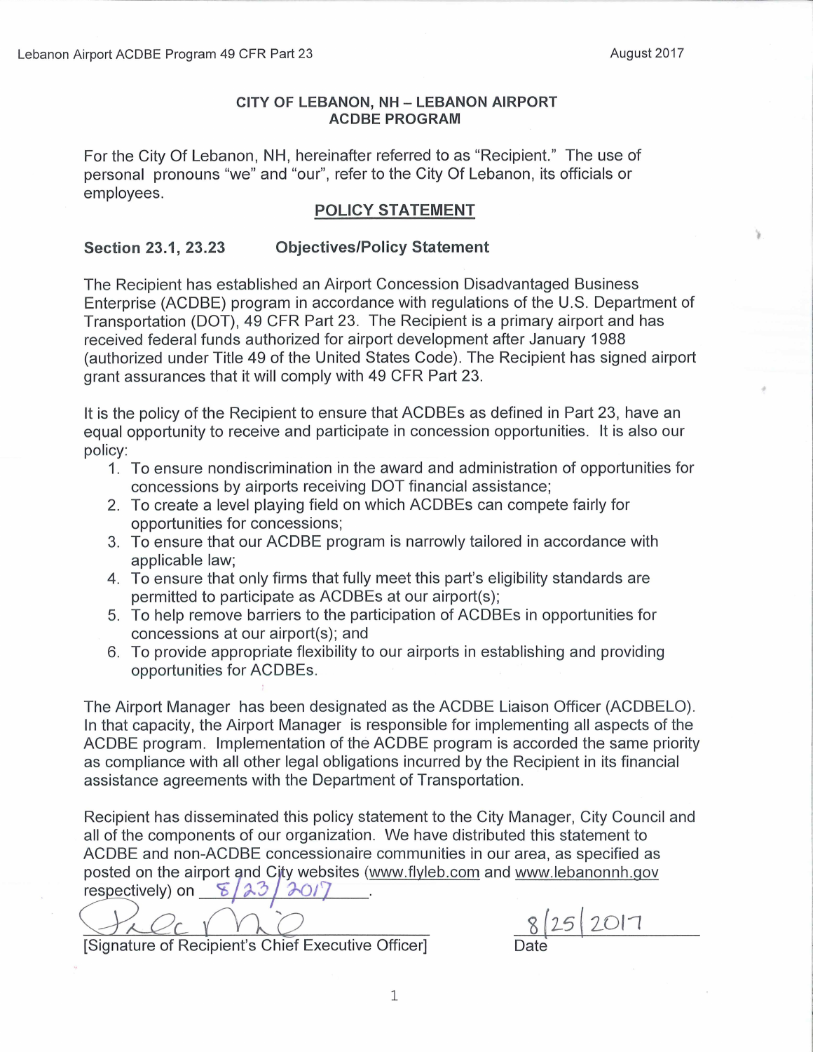# CITY OF LEBANON, NH – LEBANON AIRPORT
# ACDBE PROGRAM

For the City Of Lebanon, NH, hereinafter referred to as "Recipient." The use of personal pronouns "we" and "our", refer to the City Of Lebanon, its officials or employees.

## POLICY STATEMENT

### Section 23.1, 23.23 Objectives/Policy Statement

The Recipient has established an Airport Concession Disadvantaged Business Enterprise (ACDBE) program in accordance with regulations of the U.S. Department of Transportation (DOT), 49 CFR Part 23. The Recipient is a primary airport and has received federal funds authorized for airport development after January 1988 (authorized under Title 49 of the United States Code). The Recipient has signed airport grant assurances that it will comply with 49 CFR Part 23.

It is the policy of the Recipient to ensure that ACDBEs as defined in Part 23, have an equal opportunity to receive and participate in concession opportunities. It is also our policy:

1. To ensure nondiscrimination in the award and administration of opportunities for concessions by airports receiving DOT financial assistance;
2. To create a level playing field on which ACDBEs can compete fairly for opportunities for concessions;
3. To ensure that our ACDBE program is narrowly tailored in accordance with applicable law;
4. To ensure that only firms that fully meet this part's eligibility standards are permitted to participate as ACDBEs at our airport(s);
5. To help remove barriers to the participation of ACDBEs in opportunities for concessions at our airport(s); and
6. To provide appropriate flexibility to our airports in establishing and providing opportunities for ACDBEs.

The Airport Manager has been designated as the ACDBE Liaison Officer (ACDBELO). In that capacity, the Airport Manager is responsible for implementing all aspects of the ACDBE program. Implementation of the ACDBE program is accorded the same priority as compliance with all other legal obligations incurred by the Recipient in its financial assistance agreements with the Department of Transportation.

Recipient has disseminated this policy statement to the City Manager, City Council and all of the components of our organization. We have distributed this statement to ACDBE and non-ACDBE concessionaire communities in our area, as specified as posted on the airport and City websites (www.flyleb.com and www.lebanonnh.gov respectively) on 8/23/2017.

[Signature] — [Signature of Recipient's Chief Executive Officer]

8/25/2017 — Date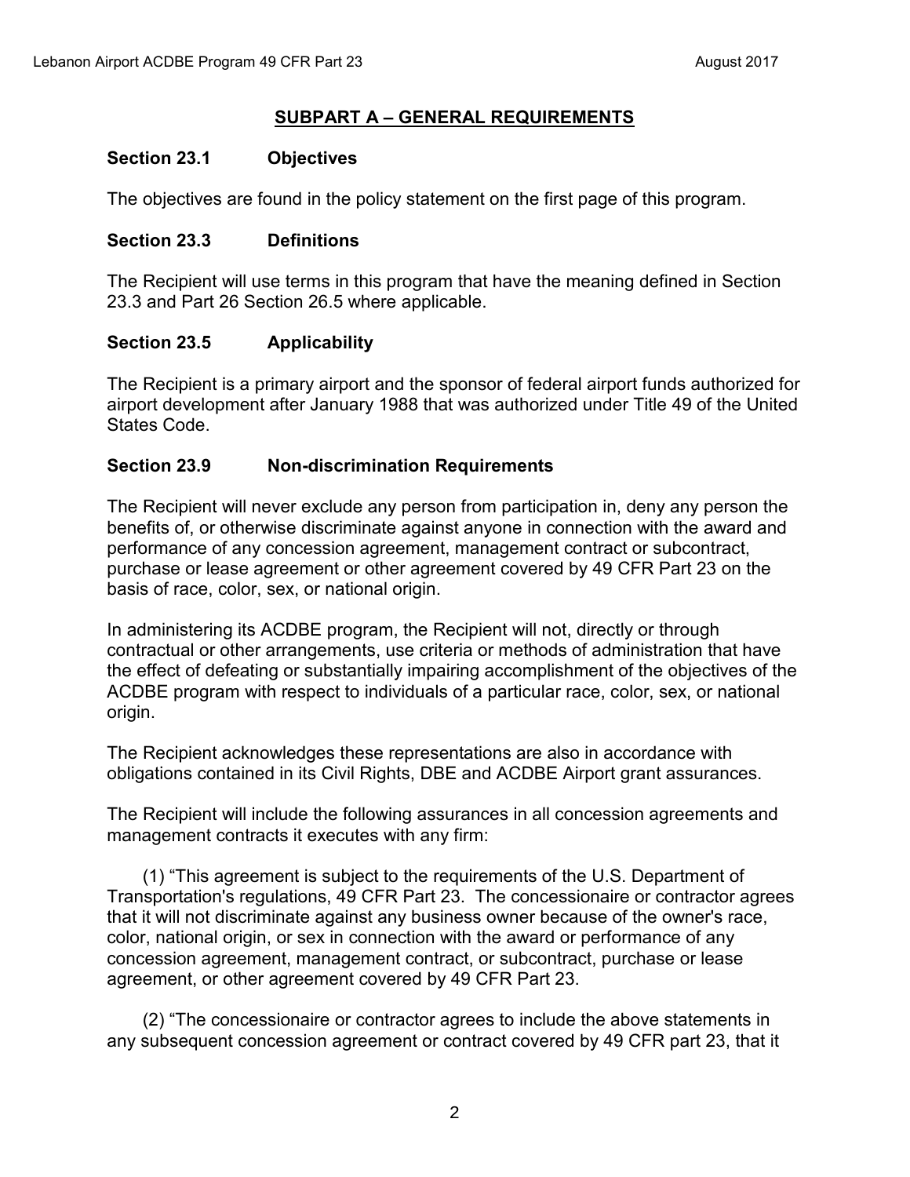## SUBPART A – GENERAL REQUIREMENTS

### Section 23.1 Objectives

The objectives are found in the policy statement on the first page of this program.

### Section 23.3 Definitions

The Recipient will use terms in this program that have the meaning defined in Section 23.3 and Part 26 Section 26.5 where applicable.

### Section 23.5 Applicability

The Recipient is a primary airport and the sponsor of federal airport funds authorized for airport development after January 1988 that was authorized under Title 49 of the United States Code.

### Section 23.9 Non-discrimination Requirements

The Recipient will never exclude any person from participation in, deny any person the benefits of, or otherwise discriminate against anyone in connection with the award and performance of any concession agreement, management contract or subcontract, purchase or lease agreement or other agreement covered by 49 CFR Part 23 on the basis of race, color, sex, or national origin.

In administering its ACDBE program, the Recipient will not, directly or through contractual or other arrangements, use criteria or methods of administration that have the effect of defeating or substantially impairing accomplishment of the objectives of the ACDBE program with respect to individuals of a particular race, color, sex, or national origin.

The Recipient acknowledges these representations are also in accordance with obligations contained in its Civil Rights, DBE and ACDBE Airport grant assurances.

The Recipient will include the following assurances in all concession agreements and management contracts it executes with any firm:

(1) "This agreement is subject to the requirements of the U.S. Department of Transportation's regulations, 49 CFR Part 23. The concessionaire or contractor agrees that it will not discriminate against any business owner because of the owner's race, color, national origin, or sex in connection with the award or performance of any concession agreement, management contract, or subcontract, purchase or lease agreement, or other agreement covered by 49 CFR Part 23.

(2) "The concessionaire or contractor agrees to include the above statements in any subsequent concession agreement or contract covered by 49 CFR part 23, that it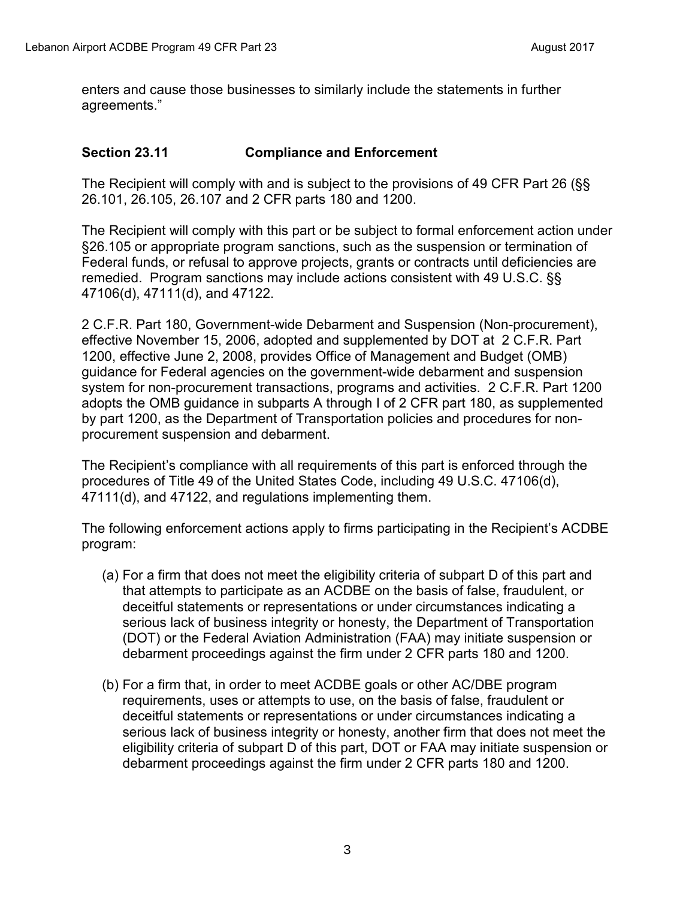enters and cause those businesses to similarly include the statements in further agreements."

## Section 23.11 Compliance and Enforcement

The Recipient will comply with and is subject to the provisions of 49 CFR Part 26 (§§ 26.101, 26.105, 26.107 and 2 CFR parts 180 and 1200.

The Recipient will comply with this part or be subject to formal enforcement action under §26.105 or appropriate program sanctions, such as the suspension or termination of Federal funds, or refusal to approve projects, grants or contracts until deficiencies are remedied. Program sanctions may include actions consistent with 49 U.S.C. §§ 47106(d), 47111(d), and 47122.

2 C.F.R. Part 180, Government-wide Debarment and Suspension (Non-procurement), effective November 15, 2006, adopted and supplemented by DOT at 2 C.F.R. Part 1200, effective June 2, 2008, provides Office of Management and Budget (OMB) guidance for Federal agencies on the government-wide debarment and suspension system for non-procurement transactions, programs and activities. 2 C.F.R. Part 1200 adopts the OMB guidance in subparts A through I of 2 CFR part 180, as supplemented by part 1200, as the Department of Transportation policies and procedures for non-procurement suspension and debarment.

The Recipient's compliance with all requirements of this part is enforced through the procedures of Title 49 of the United States Code, including 49 U.S.C. 47106(d), 47111(d), and 47122, and regulations implementing them.

The following enforcement actions apply to firms participating in the Recipient's ACDBE program:

(a) For a firm that does not meet the eligibility criteria of subpart D of this part and that attempts to participate as an ACDBE on the basis of false, fraudulent, or deceitful statements or representations or under circumstances indicating a serious lack of business integrity or honesty, the Department of Transportation (DOT) or the Federal Aviation Administration (FAA) may initiate suspension or debarment proceedings against the firm under 2 CFR parts 180 and 1200.

(b) For a firm that, in order to meet ACDBE goals or other AC/DBE program requirements, uses or attempts to use, on the basis of false, fraudulent or deceitful statements or representations or under circumstances indicating a serious lack of business integrity or honesty, another firm that does not meet the eligibility criteria of subpart D of this part, DOT or FAA may initiate suspension or debarment proceedings against the firm under 2 CFR parts 180 and 1200.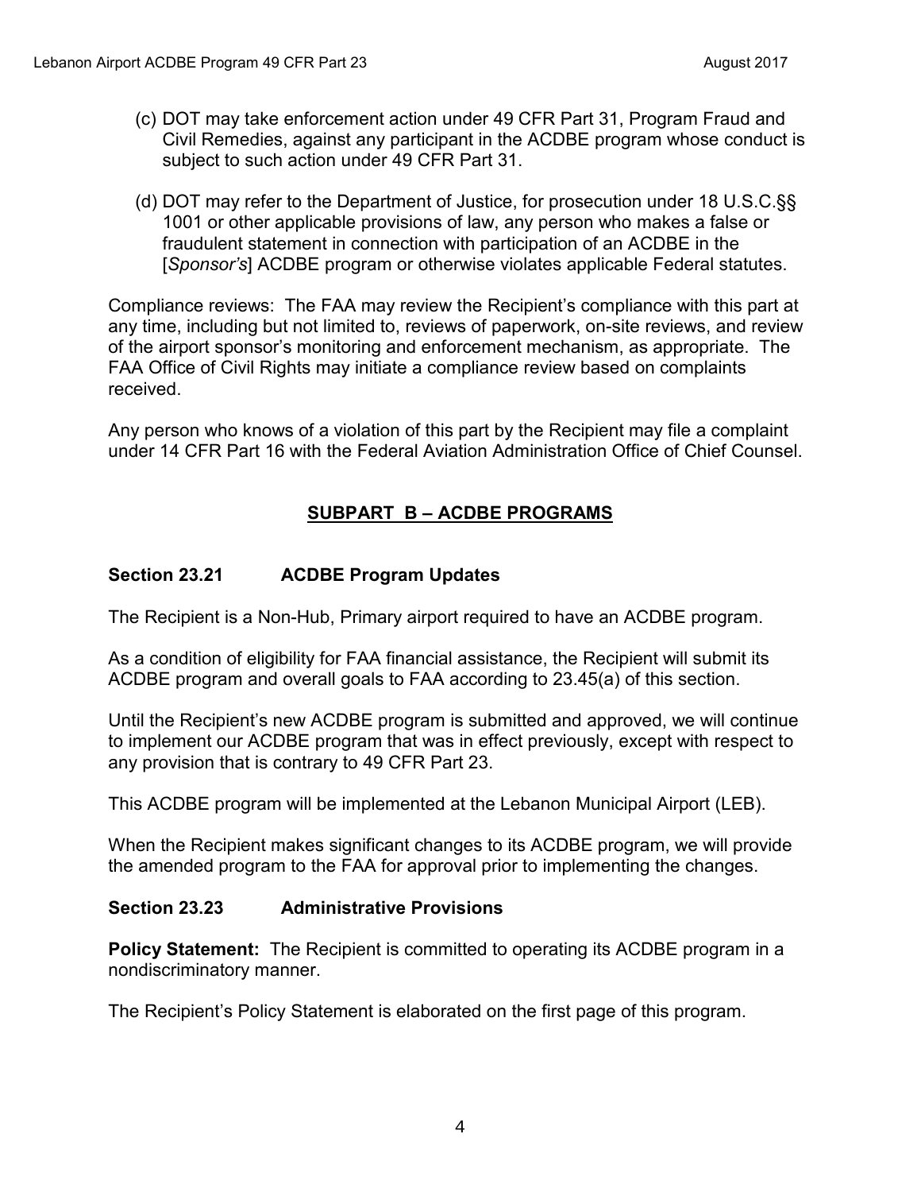(c) DOT may take enforcement action under 49 CFR Part 31, Program Fraud and Civil Remedies, against any participant in the ACDBE program whose conduct is subject to such action under 49 CFR Part 31.

(d) DOT may refer to the Department of Justice, for prosecution under 18 U.S.C.§§ 1001 or other applicable provisions of law, any person who makes a false or fraudulent statement in connection with participation of an ACDBE in the [*Sponsor's*] ACDBE program or otherwise violates applicable Federal statutes.

Compliance reviews: The FAA may review the Recipient's compliance with this part at any time, including but not limited to, reviews of paperwork, on-site reviews, and review of the airport sponsor's monitoring and enforcement mechanism, as appropriate. The FAA Office of Civil Rights may initiate a compliance review based on complaints received.

Any person who knows of a violation of this part by the Recipient may file a complaint under 14 CFR Part 16 with the Federal Aviation Administration Office of Chief Counsel.

## SUBPART B – ACDBE PROGRAMS

### Section 23.21 ACDBE Program Updates

The Recipient is a Non-Hub, Primary airport required to have an ACDBE program.

As a condition of eligibility for FAA financial assistance, the Recipient will submit its ACDBE program and overall goals to FAA according to 23.45(a) of this section.

Until the Recipient's new ACDBE program is submitted and approved, we will continue to implement our ACDBE program that was in effect previously, except with respect to any provision that is contrary to 49 CFR Part 23.

This ACDBE program will be implemented at the Lebanon Municipal Airport (LEB).

When the Recipient makes significant changes to its ACDBE program, we will provide the amended program to the FAA for approval prior to implementing the changes.

### Section 23.23 Administrative Provisions

**Policy Statement:** The Recipient is committed to operating its ACDBE program in a nondiscriminatory manner.

The Recipient's Policy Statement is elaborated on the first page of this program.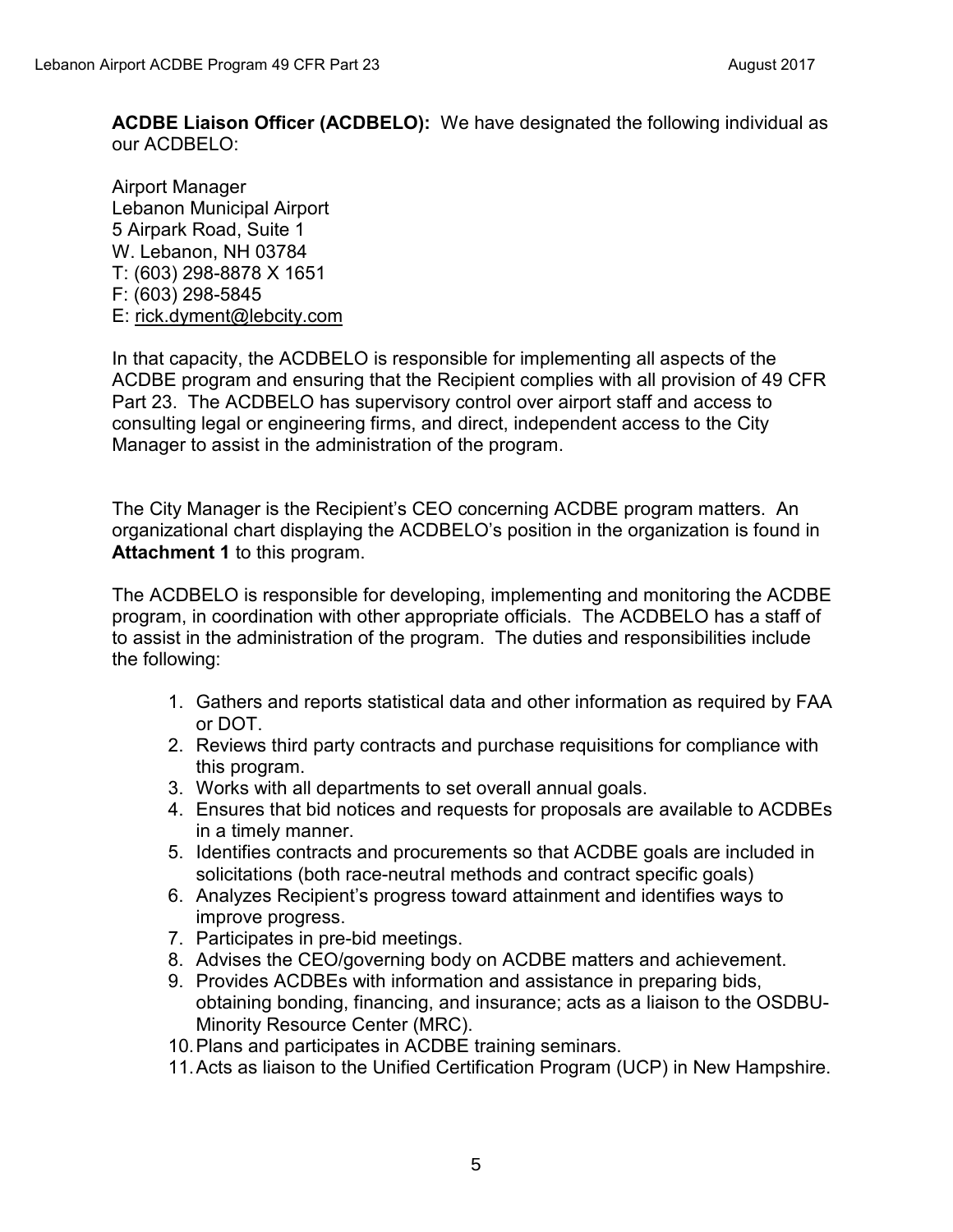**ACDBE Liaison Officer (ACDBELO):** We have designated the following individual as our ACDBELO:

Airport Manager
Lebanon Municipal Airport
5 Airpark Road, Suite 1
W. Lebanon, NH 03784
T: (603) 298-8878 X 1651
F: (603) 298-5845
E: rick.dyment@lebcity.com

In that capacity, the ACDBELO is responsible for implementing all aspects of the ACDBE program and ensuring that the Recipient complies with all provision of 49 CFR Part 23. The ACDBELO has supervisory control over airport staff and access to consulting legal or engineering firms, and direct, independent access to the City Manager to assist in the administration of the program.

The City Manager is the Recipient's CEO concerning ACDBE program matters. An organizational chart displaying the ACDBELO's position in the organization is found in **Attachment 1** to this program.

The ACDBELO is responsible for developing, implementing and monitoring the ACDBE program, in coordination with other appropriate officials. The ACDBELO has a staff of to assist in the administration of the program. The duties and responsibilities include the following:

1. Gathers and reports statistical data and other information as required by FAA or DOT.
2. Reviews third party contracts and purchase requisitions for compliance with this program.
3. Works with all departments to set overall annual goals.
4. Ensures that bid notices and requests for proposals are available to ACDBEs in a timely manner.
5. Identifies contracts and procurements so that ACDBE goals are included in solicitations (both race-neutral methods and contract specific goals)
6. Analyzes Recipient's progress toward attainment and identifies ways to improve progress.
7. Participates in pre-bid meetings.
8. Advises the CEO/governing body on ACDBE matters and achievement.
9. Provides ACDBEs with information and assistance in preparing bids, obtaining bonding, financing, and insurance; acts as a liaison to the OSDBU-Minority Resource Center (MRC).
10. Plans and participates in ACDBE training seminars.
11. Acts as liaison to the Unified Certification Program (UCP) in New Hampshire.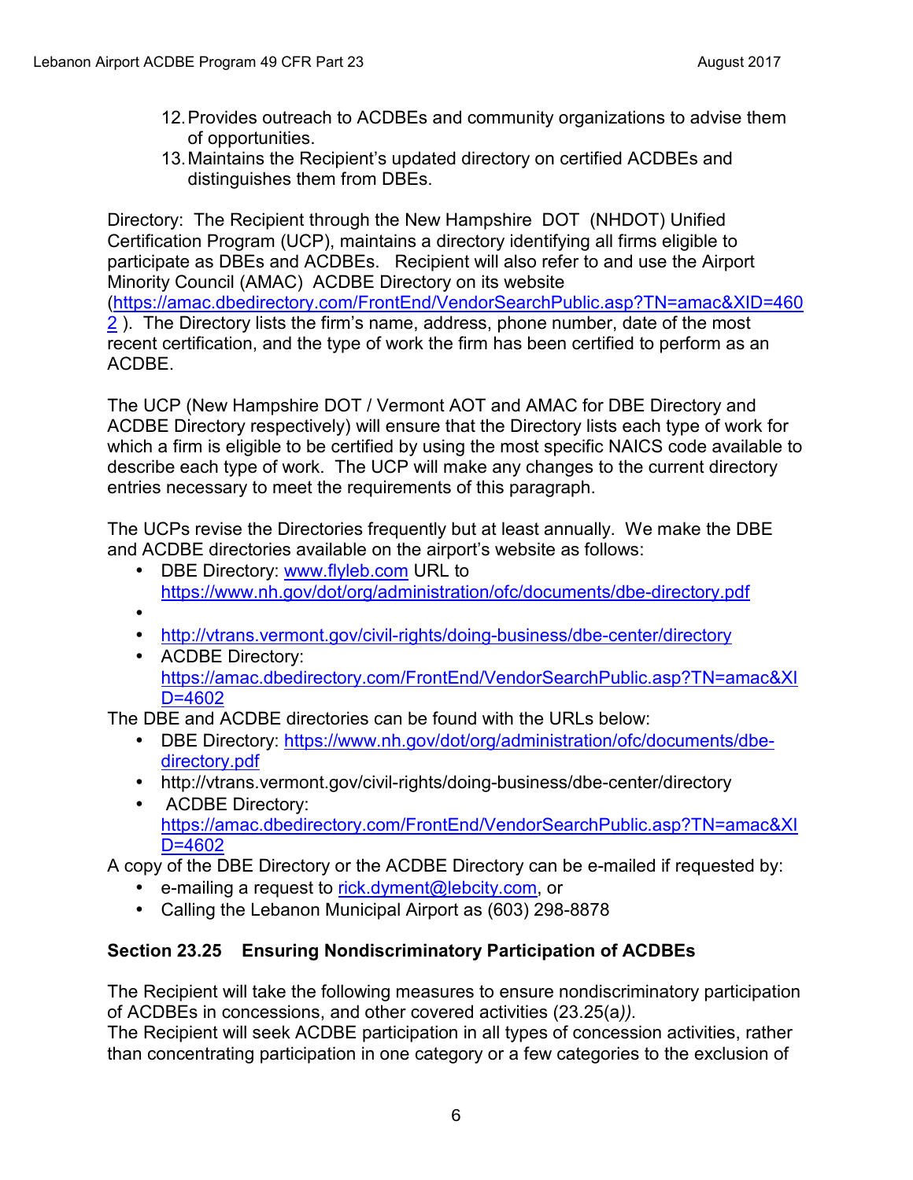12. Provides outreach to ACDBEs and community organizations to advise them of opportunities.
13. Maintains the Recipient's updated directory on certified ACDBEs and distinguishes them from DBEs.

Directory: The Recipient through the New Hampshire DOT (NHDOT) Unified Certification Program (UCP), maintains a directory identifying all firms eligible to participate as DBEs and ACDBEs. Recipient will also refer to and use the Airport Minority Council (AMAC) ACDBE Directory on its website (https://amac.dbedirectory.com/FrontEnd/VendorSearchPublic.asp?TN=amac&XID=4602 ). The Directory lists the firm's name, address, phone number, date of the most recent certification, and the type of work the firm has been certified to perform as an ACDBE.

The UCP (New Hampshire DOT / Vermont AOT and AMAC for DBE Directory and ACDBE Directory respectively) will ensure that the Directory lists each type of work for which a firm is eligible to be certified by using the most specific NAICS code available to describe each type of work. The UCP will make any changes to the current directory entries necessary to meet the requirements of this paragraph.

The UCPs revise the Directories frequently but at least annually. We make the DBE and ACDBE directories available on the airport's website as follows:

- DBE Directory: www.flyleb.com URL to https://www.nh.gov/dot/org/administration/ofc/documents/dbe-directory.pdf
- 
- http://vtrans.vermont.gov/civil-rights/doing-business/dbe-center/directory
- ACDBE Directory: https://amac.dbedirectory.com/FrontEnd/VendorSearchPublic.asp?TN=amac&XID=4602

The DBE and ACDBE directories can be found with the URLs below:

- DBE Directory: https://www.nh.gov/dot/org/administration/ofc/documents/dbe-directory.pdf
- http://vtrans.vermont.gov/civil-rights/doing-business/dbe-center/directory
- ACDBE Directory: https://amac.dbedirectory.com/FrontEnd/VendorSearchPublic.asp?TN=amac&XID=4602

A copy of the DBE Directory or the ACDBE Directory can be e-mailed if requested by:

- e-mailing a request to rick.dyment@lebcity.com, or
- Calling the Lebanon Municipal Airport as (603) 298-8878

**Section 23.25 Ensuring Nondiscriminatory Participation of ACDBEs**

The Recipient will take the following measures to ensure nondiscriminatory participation of ACDBEs in concessions, and other covered activities (23.25(*a*)).
The Recipient will seek ACDBE participation in all types of concession activities, rather than concentrating participation in one category or a few categories to the exclusion of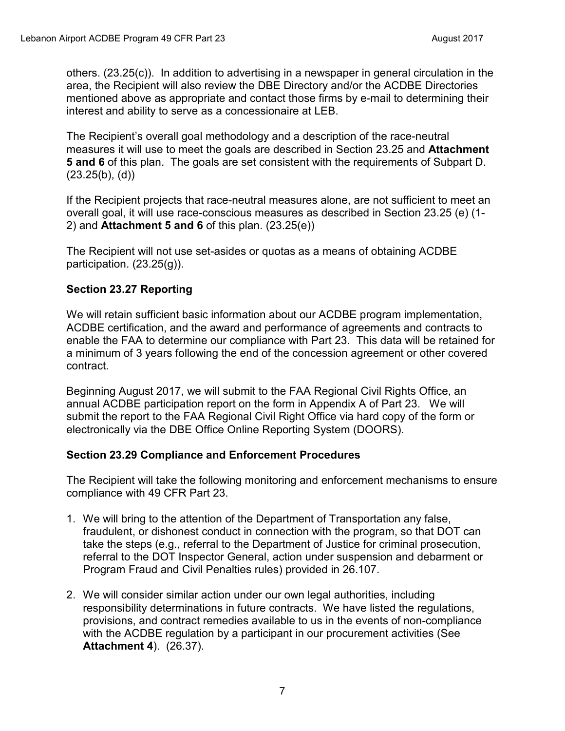others. (23.25(c)). In addition to advertising in a newspaper in general circulation in the area, the Recipient will also review the DBE Directory and/or the ACDBE Directories mentioned above as appropriate and contact those firms by e-mail to determining their interest and ability to serve as a concessionaire at LEB.

The Recipient's overall goal methodology and a description of the race-neutral measures it will use to meet the goals are described in Section 23.25 and **Attachment 5 and 6** of this plan. The goals are set consistent with the requirements of Subpart D. (23.25(b), (d))

If the Recipient projects that race-neutral measures alone, are not sufficient to meet an overall goal, it will use race-conscious measures as described in Section 23.25 (e) (1-2) and **Attachment 5 and 6** of this plan. (23.25(e))

The Recipient will not use set-asides or quotas as a means of obtaining ACDBE participation. (23.25(g)).

### Section 23.27 Reporting

We will retain sufficient basic information about our ACDBE program implementation, ACDBE certification, and the award and performance of agreements and contracts to enable the FAA to determine our compliance with Part 23. This data will be retained for a minimum of 3 years following the end of the concession agreement or other covered contract.

Beginning August 2017, we will submit to the FAA Regional Civil Rights Office, an annual ACDBE participation report on the form in Appendix A of Part 23. We will submit the report to the FAA Regional Civil Right Office via hard copy of the form or electronically via the DBE Office Online Reporting System (DOORS).

### Section 23.29 Compliance and Enforcement Procedures

The Recipient will take the following monitoring and enforcement mechanisms to ensure compliance with 49 CFR Part 23.

1. We will bring to the attention of the Department of Transportation any false, fraudulent, or dishonest conduct in connection with the program, so that DOT can take the steps (e.g., referral to the Department of Justice for criminal prosecution, referral to the DOT Inspector General, action under suspension and debarment or Program Fraud and Civil Penalties rules) provided in 26.107.
2. We will consider similar action under our own legal authorities, including responsibility determinations in future contracts. We have listed the regulations, provisions, and contract remedies available to us in the events of non-compliance with the ACDBE regulation by a participant in our procurement activities (See **Attachment 4**). (26.37).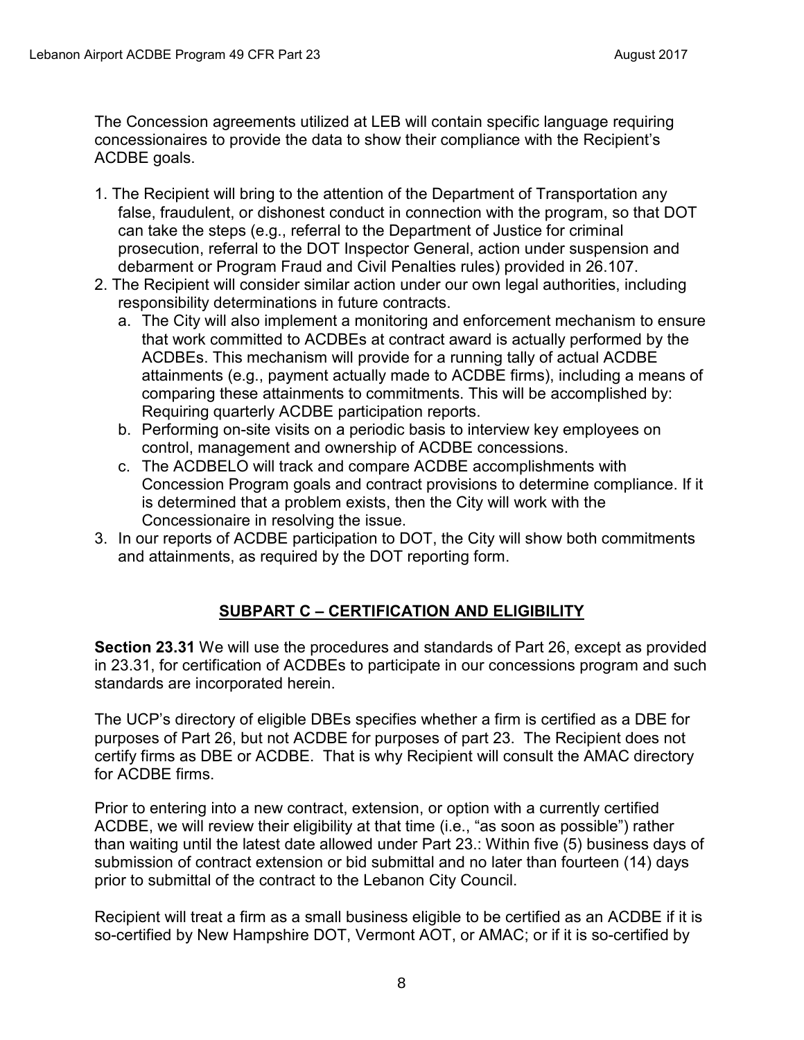The Concession agreements utilized at LEB will contain specific language requiring concessionaires to provide the data to show their compliance with the Recipient's ACDBE goals.

1. The Recipient will bring to the attention of the Department of Transportation any false, fraudulent, or dishonest conduct in connection with the program, so that DOT can take the steps (e.g., referral to the Department of Justice for criminal prosecution, referral to the DOT Inspector General, action under suspension and debarment or Program Fraud and Civil Penalties rules) provided in 26.107.
2. The Recipient will consider similar action under our own legal authorities, including responsibility determinations in future contracts.
   a. The City will also implement a monitoring and enforcement mechanism to ensure that work committed to ACDBEs at contract award is actually performed by the ACDBEs. This mechanism will provide for a running tally of actual ACDBE attainments (e.g., payment actually made to ACDBE firms), including a means of comparing these attainments to commitments. This will be accomplished by: Requiring quarterly ACDBE participation reports.
   b. Performing on-site visits on a periodic basis to interview key employees on control, management and ownership of ACDBE concessions.
   c. The ACDBELO will track and compare ACDBE accomplishments with Concession Program goals and contract provisions to determine compliance. If it is determined that a problem exists, then the City will work with the Concessionaire in resolving the issue.
3. In our reports of ACDBE participation to DOT, the City will show both commitments and attainments, as required by the DOT reporting form.

## SUBPART C – CERTIFICATION AND ELIGIBILITY

**Section 23.31** We will use the procedures and standards of Part 26, except as provided in 23.31, for certification of ACDBEs to participate in our concessions program and such standards are incorporated herein.

The UCP's directory of eligible DBEs specifies whether a firm is certified as a DBE for purposes of Part 26, but not ACDBE for purposes of part 23. The Recipient does not certify firms as DBE or ACDBE. That is why Recipient will consult the AMAC directory for ACDBE firms.

Prior to entering into a new contract, extension, or option with a currently certified ACDBE, we will review their eligibility at that time (i.e., "as soon as possible") rather than waiting until the latest date allowed under Part 23.: Within five (5) business days of submission of contract extension or bid submittal and no later than fourteen (14) days prior to submittal of the contract to the Lebanon City Council.

Recipient will treat a firm as a small business eligible to be certified as an ACDBE if it is so-certified by New Hampshire DOT, Vermont AOT, or AMAC; or if it is so-certified by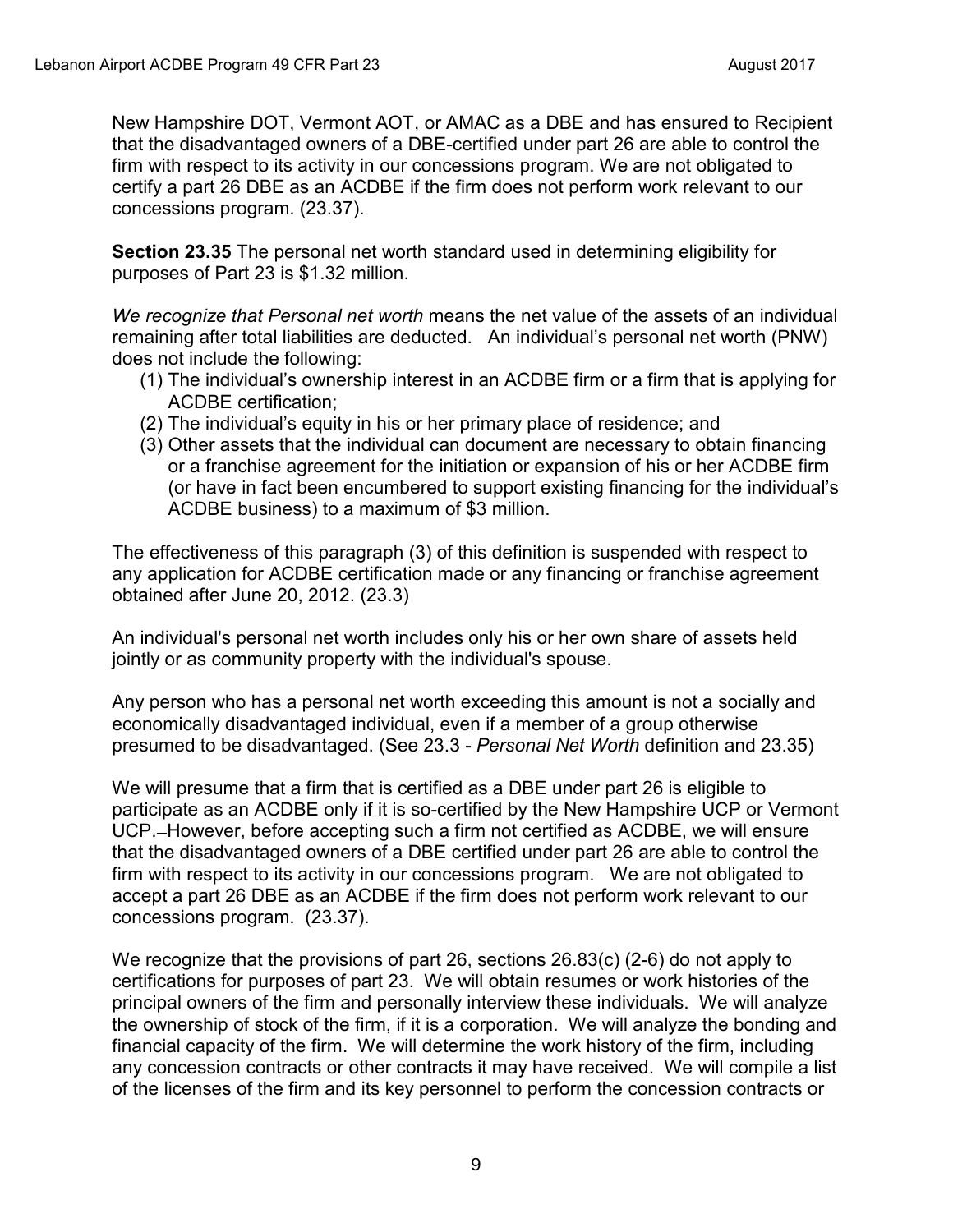New Hampshire DOT, Vermont AOT, or AMAC as a DBE and has ensured to Recipient that the disadvantaged owners of a DBE-certified under part 26 are able to control the firm with respect to its activity in our concessions program. We are not obligated to certify a part 26 DBE as an ACDBE if the firm does not perform work relevant to our concessions program. (23.37).

**Section 23.35** The personal net worth standard used in determining eligibility for purposes of Part 23 is $1.32 million.

*We recognize that Personal net worth* means the net value of the assets of an individual remaining after total liabilities are deducted. An individual's personal net worth (PNW) does not include the following:

(1) The individual's ownership interest in an ACDBE firm or a firm that is applying for ACDBE certification;
(2) The individual's equity in his or her primary place of residence; and
(3) Other assets that the individual can document are necessary to obtain financing or a franchise agreement for the initiation or expansion of his or her ACDBE firm (or have in fact been encumbered to support existing financing for the individual's ACDBE business) to a maximum of $3 million.

The effectiveness of this paragraph (3) of this definition is suspended with respect to any application for ACDBE certification made or any financing or franchise agreement obtained after June 20, 2012. (23.3)

An individual's personal net worth includes only his or her own share of assets held jointly or as community property with the individual's spouse.

Any person who has a personal net worth exceeding this amount is not a socially and economically disadvantaged individual, even if a member of a group otherwise presumed to be disadvantaged. (See 23.3 - *Personal Net Worth* definition and 23.35)

We will presume that a firm that is certified as a DBE under part 26 is eligible to participate as an ACDBE only if it is so-certified by the New Hampshire UCP or Vermont UCP. However, before accepting such a firm not certified as ACDBE, we will ensure that the disadvantaged owners of a DBE certified under part 26 are able to control the firm with respect to its activity in our concessions program. We are not obligated to accept a part 26 DBE as an ACDBE if the firm does not perform work relevant to our concessions program. (23.37).

We recognize that the provisions of part 26, sections 26.83(c) (2-6) do not apply to certifications for purposes of part 23. We will obtain resumes or work histories of the principal owners of the firm and personally interview these individuals. We will analyze the ownership of stock of the firm, if it is a corporation. We will analyze the bonding and financial capacity of the firm. We will determine the work history of the firm, including any concession contracts or other contracts it may have received. We will compile a list of the licenses of the firm and its key personnel to perform the concession contracts or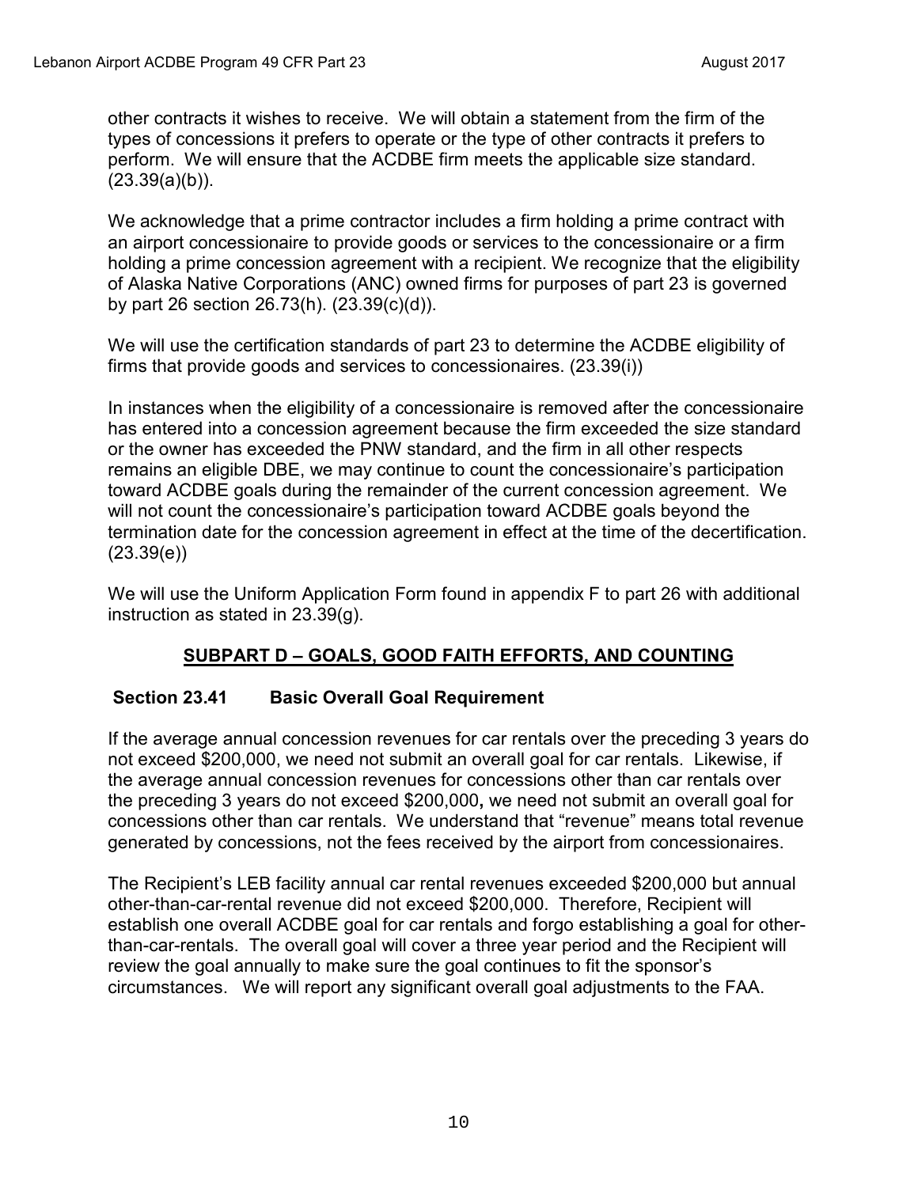other contracts it wishes to receive. We will obtain a statement from the firm of the types of concessions it prefers to operate or the type of other contracts it prefers to perform. We will ensure that the ACDBE firm meets the applicable size standard. (23.39(a)(b)).

We acknowledge that a prime contractor includes a firm holding a prime contract with an airport concessionaire to provide goods or services to the concessionaire or a firm holding a prime concession agreement with a recipient. We recognize that the eligibility of Alaska Native Corporations (ANC) owned firms for purposes of part 23 is governed by part 26 section 26.73(h). (23.39(c)(d)).

We will use the certification standards of part 23 to determine the ACDBE eligibility of firms that provide goods and services to concessionaires. (23.39(i))

In instances when the eligibility of a concessionaire is removed after the concessionaire has entered into a concession agreement because the firm exceeded the size standard or the owner has exceeded the PNW standard, and the firm in all other respects remains an eligible DBE, we may continue to count the concessionaire's participation toward ACDBE goals during the remainder of the current concession agreement. We will not count the concessionaire's participation toward ACDBE goals beyond the termination date for the concession agreement in effect at the time of the decertification. (23.39(e))

We will use the Uniform Application Form found in appendix F to part 26 with additional instruction as stated in 23.39(g).

## SUBPART D – GOALS, GOOD FAITH EFFORTS, AND COUNTING

### Section 23.41 Basic Overall Goal Requirement

If the average annual concession revenues for car rentals over the preceding 3 years do not exceed \$200,000, we need not submit an overall goal for car rentals. Likewise, if the average annual concession revenues for concessions other than car rentals over the preceding 3 years do not exceed \$200,000**,** we need not submit an overall goal for concessions other than car rentals. We understand that "revenue" means total revenue generated by concessions, not the fees received by the airport from concessionaires.

The Recipient's LEB facility annual car rental revenues exceeded \$200,000 but annual other-than-car-rental revenue did not exceed \$200,000. Therefore, Recipient will establish one overall ACDBE goal for car rentals and forgo establishing a goal for other-than-car-rentals. The overall goal will cover a three year period and the Recipient will review the goal annually to make sure the goal continues to fit the sponsor's circumstances. We will report any significant overall goal adjustments to the FAA.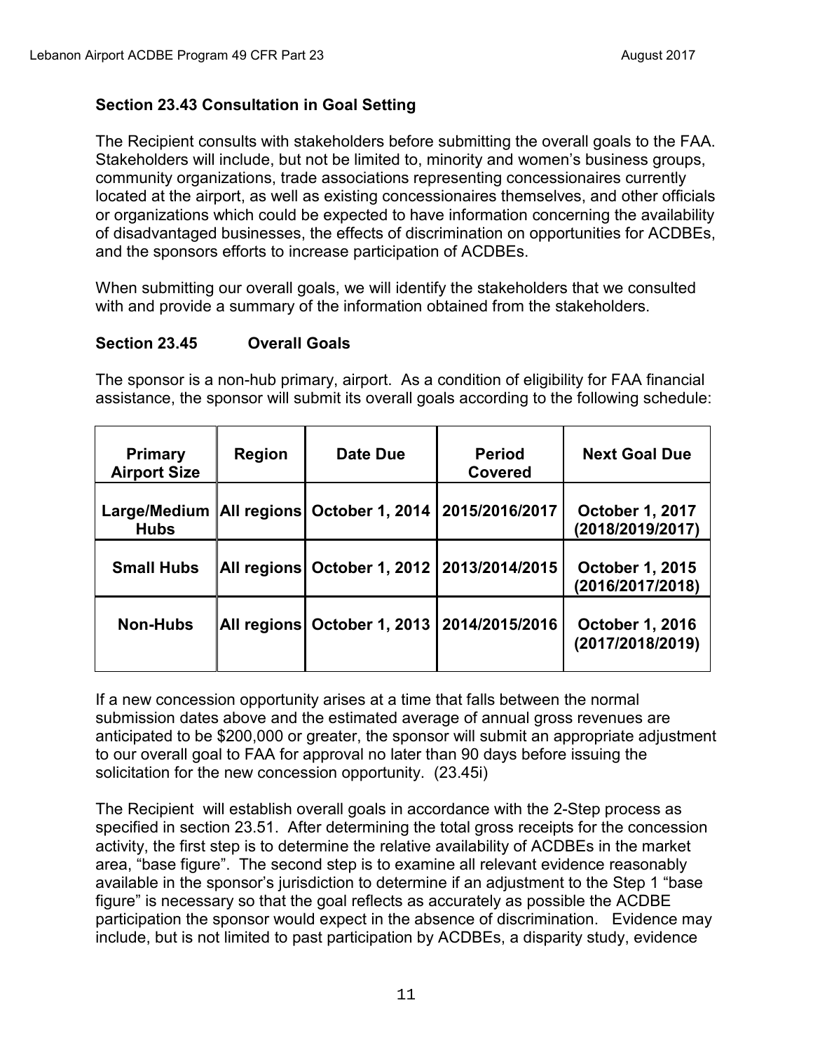### Section 23.43 Consultation in Goal Setting

The Recipient consults with stakeholders before submitting the overall goals to the FAA. Stakeholders will include, but not be limited to, minority and women's business groups, community organizations, trade associations representing concessionaires currently located at the airport, as well as existing concessionaires themselves, and other officials or organizations which could be expected to have information concerning the availability of disadvantaged businesses, the effects of discrimination on opportunities for ACDBEs, and the sponsors efforts to increase participation of ACDBEs.

When submitting our overall goals, we will identify the stakeholders that we consulted with and provide a summary of the information obtained from the stakeholders.

### Section 23.45 Overall Goals

The sponsor is a non-hub primary, airport. As a condition of eligibility for FAA financial assistance, the sponsor will submit its overall goals according to the following schedule:

| Primary Airport Size | Region | Date Due | Period Covered | Next Goal Due |
|---|---|---|---|---|
| **Large/Medium Hubs** | **All regions** | **October 1, 2014** | **2015/2016/2017** | **October 1, 2017 (2018/2019/2017)** |
| **Small Hubs** | **All regions** | **October 1, 2012** | **2013/2014/2015** | **October 1, 2015 (2016/2017/2018)** |
| **Non-Hubs** | **All regions** | **October 1, 2013** | **2014/2015/2016** | **October 1, 2016 (2017/2018/2019)** |

If a new concession opportunity arises at a time that falls between the normal submission dates above and the estimated average of annual gross revenues are anticipated to be $200,000 or greater, the sponsor will submit an appropriate adjustment to our overall goal to FAA for approval no later than 90 days before issuing the solicitation for the new concession opportunity. (23.45i)

The Recipient will establish overall goals in accordance with the 2-Step process as specified in section 23.51. After determining the total gross receipts for the concession activity, the first step is to determine the relative availability of ACDBEs in the market area, "base figure". The second step is to examine all relevant evidence reasonably available in the sponsor's jurisdiction to determine if an adjustment to the Step 1 "base figure" is necessary so that the goal reflects as accurately as possible the ACDBE participation the sponsor would expect in the absence of discrimination. Evidence may include, but is not limited to past participation by ACDBEs, a disparity study, evidence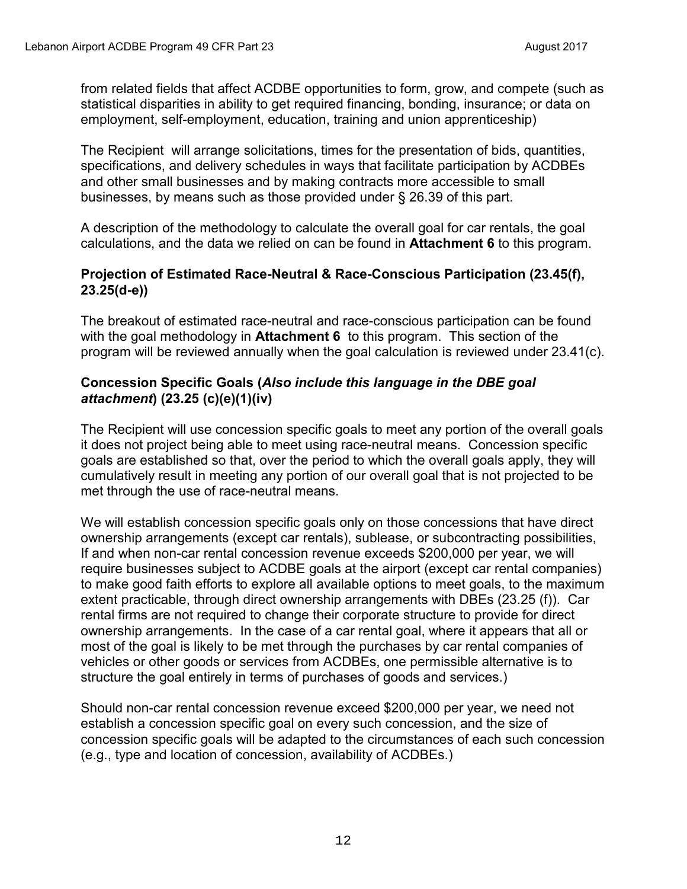from related fields that affect ACDBE opportunities to form, grow, and compete (such as statistical disparities in ability to get required financing, bonding, insurance; or data on employment, self-employment, education, training and union apprenticeship)

The Recipient will arrange solicitations, times for the presentation of bids, quantities, specifications, and delivery schedules in ways that facilitate participation by ACDBEs and other small businesses and by making contracts more accessible to small businesses, by means such as those provided under § 26.39 of this part.

A description of the methodology to calculate the overall goal for car rentals, the goal calculations, and the data we relied on can be found in **Attachment 6** to this program.

**Projection of Estimated Race-Neutral & Race-Conscious Participation (23.45(f), 23.25(d-e))**

The breakout of estimated race-neutral and race-conscious participation can be found with the goal methodology in **Attachment 6** to this program. This section of the program will be reviewed annually when the goal calculation is reviewed under 23.41(c).

**Concession Specific Goals (*Also include this language in the DBE goal attachment*) (23.25 (c)(e)(1)(iv)**

The Recipient will use concession specific goals to meet any portion of the overall goals it does not project being able to meet using race-neutral means. Concession specific goals are established so that, over the period to which the overall goals apply, they will cumulatively result in meeting any portion of our overall goal that is not projected to be met through the use of race-neutral means.

We will establish concession specific goals only on those concessions that have direct ownership arrangements (except car rentals), sublease, or subcontracting possibilities, If and when non-car rental concession revenue exceeds $200,000 per year, we will require businesses subject to ACDBE goals at the airport (except car rental companies) to make good faith efforts to explore all available options to meet goals, to the maximum extent practicable, through direct ownership arrangements with DBEs (23.25 (f)). Car rental firms are not required to change their corporate structure to provide for direct ownership arrangements. In the case of a car rental goal, where it appears that all or most of the goal is likely to be met through the purchases by car rental companies of vehicles or other goods or services from ACDBEs, one permissible alternative is to structure the goal entirely in terms of purchases of goods and services.)

Should non-car rental concession revenue exceed $200,000 per year, we need not establish a concession specific goal on every such concession, and the size of concession specific goals will be adapted to the circumstances of each such concession (e.g., type and location of concession, availability of ACDBEs.)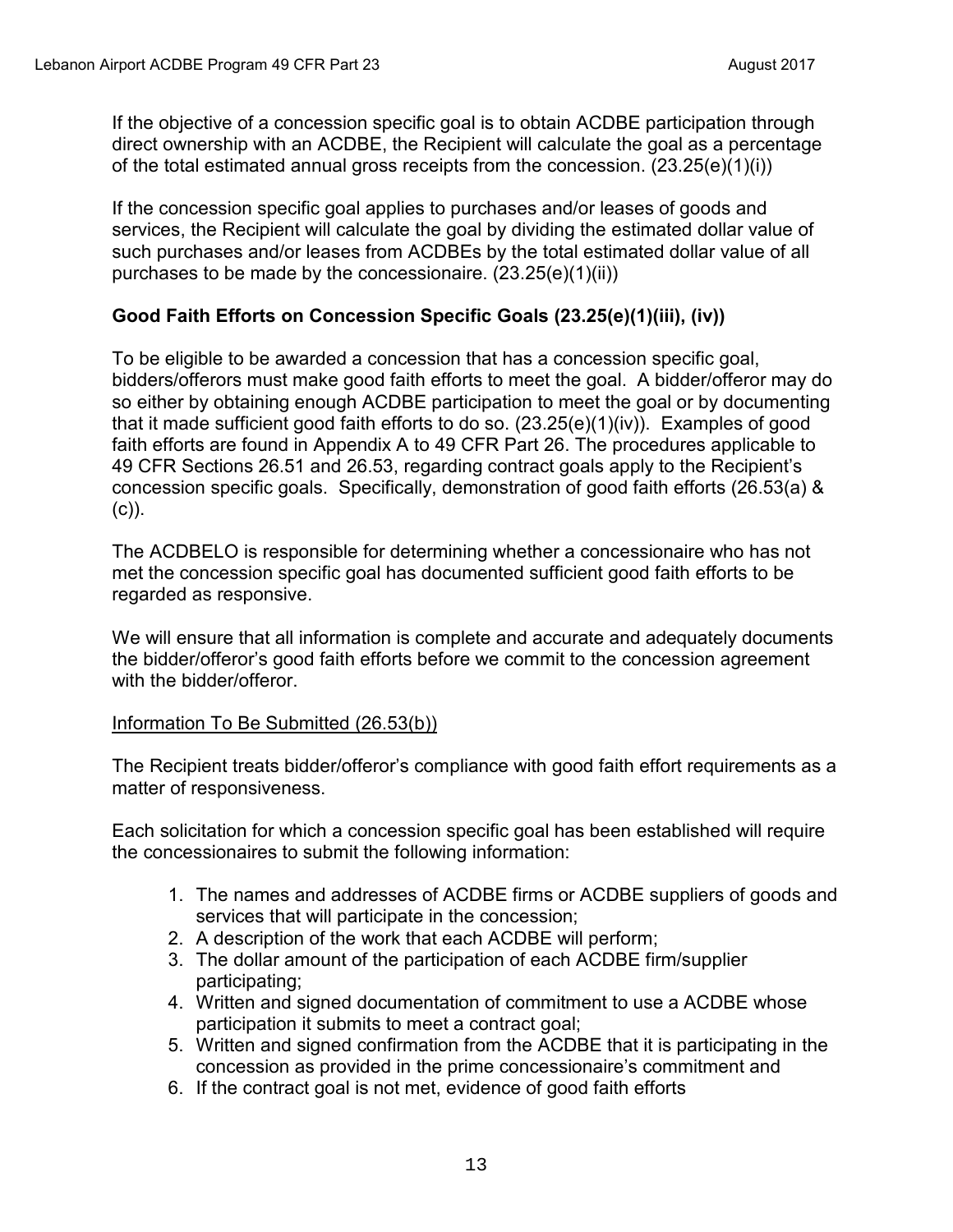If the objective of a concession specific goal is to obtain ACDBE participation through direct ownership with an ACDBE, the Recipient will calculate the goal as a percentage of the total estimated annual gross receipts from the concession. (23.25(e)(1)(i))

If the concession specific goal applies to purchases and/or leases of goods and services, the Recipient will calculate the goal by dividing the estimated dollar value of such purchases and/or leases from ACDBEs by the total estimated dollar value of all purchases to be made by the concessionaire. (23.25(e)(1)(ii))

## Good Faith Efforts on Concession Specific Goals (23.25(e)(1)(iii), (iv))

To be eligible to be awarded a concession that has a concession specific goal, bidders/offerors must make good faith efforts to meet the goal. A bidder/offeror may do so either by obtaining enough ACDBE participation to meet the goal or by documenting that it made sufficient good faith efforts to do so. (23.25(e)(1)(iv)). Examples of good faith efforts are found in Appendix A to 49 CFR Part 26. The procedures applicable to 49 CFR Sections 26.51 and 26.53, regarding contract goals apply to the Recipient's concession specific goals. Specifically, demonstration of good faith efforts (26.53(a) & (c)).

The ACDBELO is responsible for determining whether a concessionaire who has not met the concession specific goal has documented sufficient good faith efforts to be regarded as responsive.

We will ensure that all information is complete and accurate and adequately documents the bidder/offeror's good faith efforts before we commit to the concession agreement with the bidder/offeror.

<u>Information To Be Submitted (26.53(b))</u>

The Recipient treats bidder/offeror's compliance with good faith effort requirements as a matter of responsiveness.

Each solicitation for which a concession specific goal has been established will require the concessionaires to submit the following information:

1. The names and addresses of ACDBE firms or ACDBE suppliers of goods and services that will participate in the concession;
2. A description of the work that each ACDBE will perform;
3. The dollar amount of the participation of each ACDBE firm/supplier participating;
4. Written and signed documentation of commitment to use a ACDBE whose participation it submits to meet a contract goal;
5. Written and signed confirmation from the ACDBE that it is participating in the concession as provided in the prime concessionaire's commitment and
6. If the contract goal is not met, evidence of good faith efforts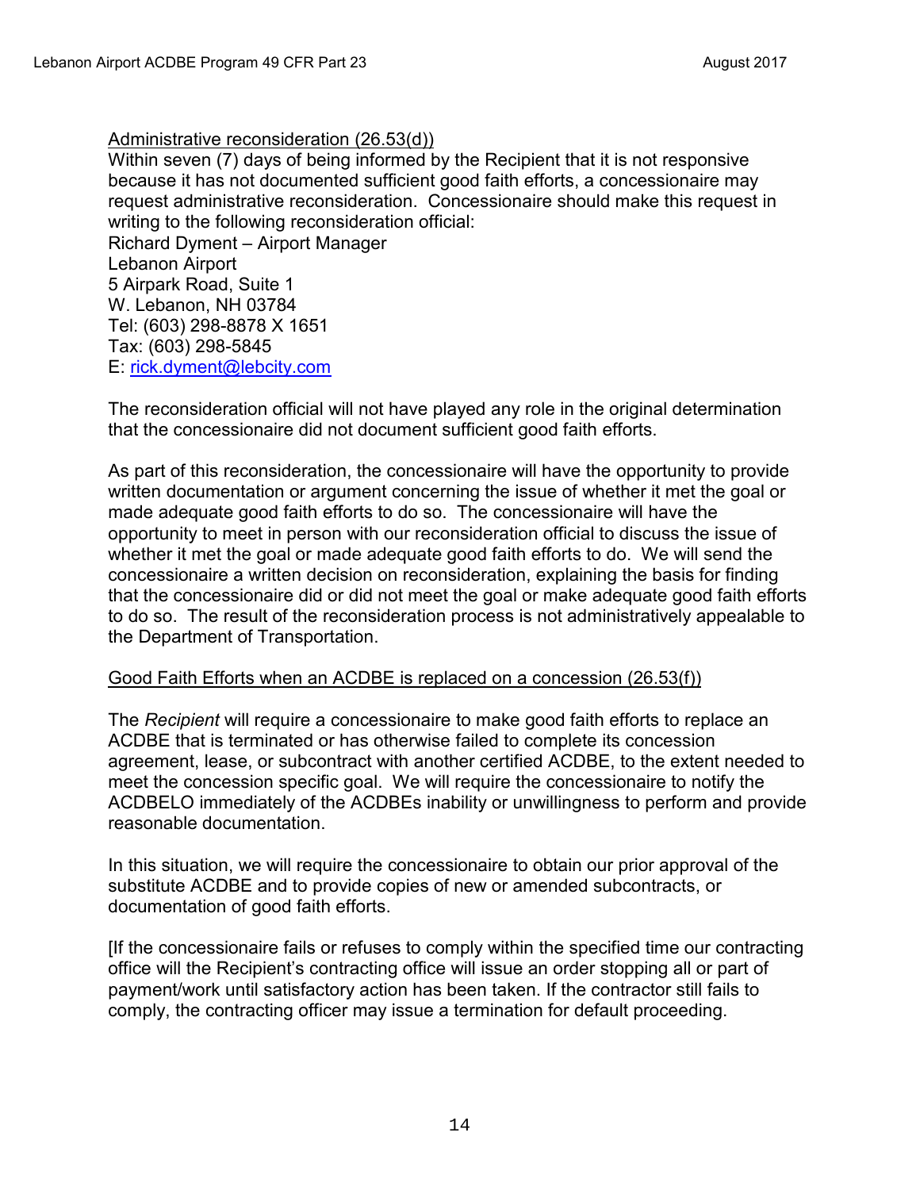Administrative reconsideration (26.53(d))

Within seven (7) days of being informed by the Recipient that it is not responsive because it has not documented sufficient good faith efforts, a concessionaire may request administrative reconsideration. Concessionaire should make this request in writing to the following reconsideration official:

Richard Dyment – Airport Manager
Lebanon Airport
5 Airpark Road, Suite 1
W. Lebanon, NH 03784
Tel: (603) 298-8878 X 1651
Tax: (603) 298-5845
E: rick.dyment@lebcity.com

The reconsideration official will not have played any role in the original determination that the concessionaire did not document sufficient good faith efforts.

As part of this reconsideration, the concessionaire will have the opportunity to provide written documentation or argument concerning the issue of whether it met the goal or made adequate good faith efforts to do so. The concessionaire will have the opportunity to meet in person with our reconsideration official to discuss the issue of whether it met the goal or made adequate good faith efforts to do. We will send the concessionaire a written decision on reconsideration, explaining the basis for finding that the concessionaire did or did not meet the goal or make adequate good faith efforts to do so. The result of the reconsideration process is not administratively appealable to the Department of Transportation.

Good Faith Efforts when an ACDBE is replaced on a concession (26.53(f))

The *Recipient* will require a concessionaire to make good faith efforts to replace an ACDBE that is terminated or has otherwise failed to complete its concession agreement, lease, or subcontract with another certified ACDBE, to the extent needed to meet the concession specific goal. We will require the concessionaire to notify the ACDBELO immediately of the ACDBEs inability or unwillingness to perform and provide reasonable documentation.

In this situation, we will require the concessionaire to obtain our prior approval of the substitute ACDBE and to provide copies of new or amended subcontracts, or documentation of good faith efforts.

[If the concessionaire fails or refuses to comply within the specified time our contracting office will the Recipient's contracting office will issue an order stopping all or part of payment/work until satisfactory action has been taken. If the contractor still fails to comply, the contracting officer may issue a termination for default proceeding.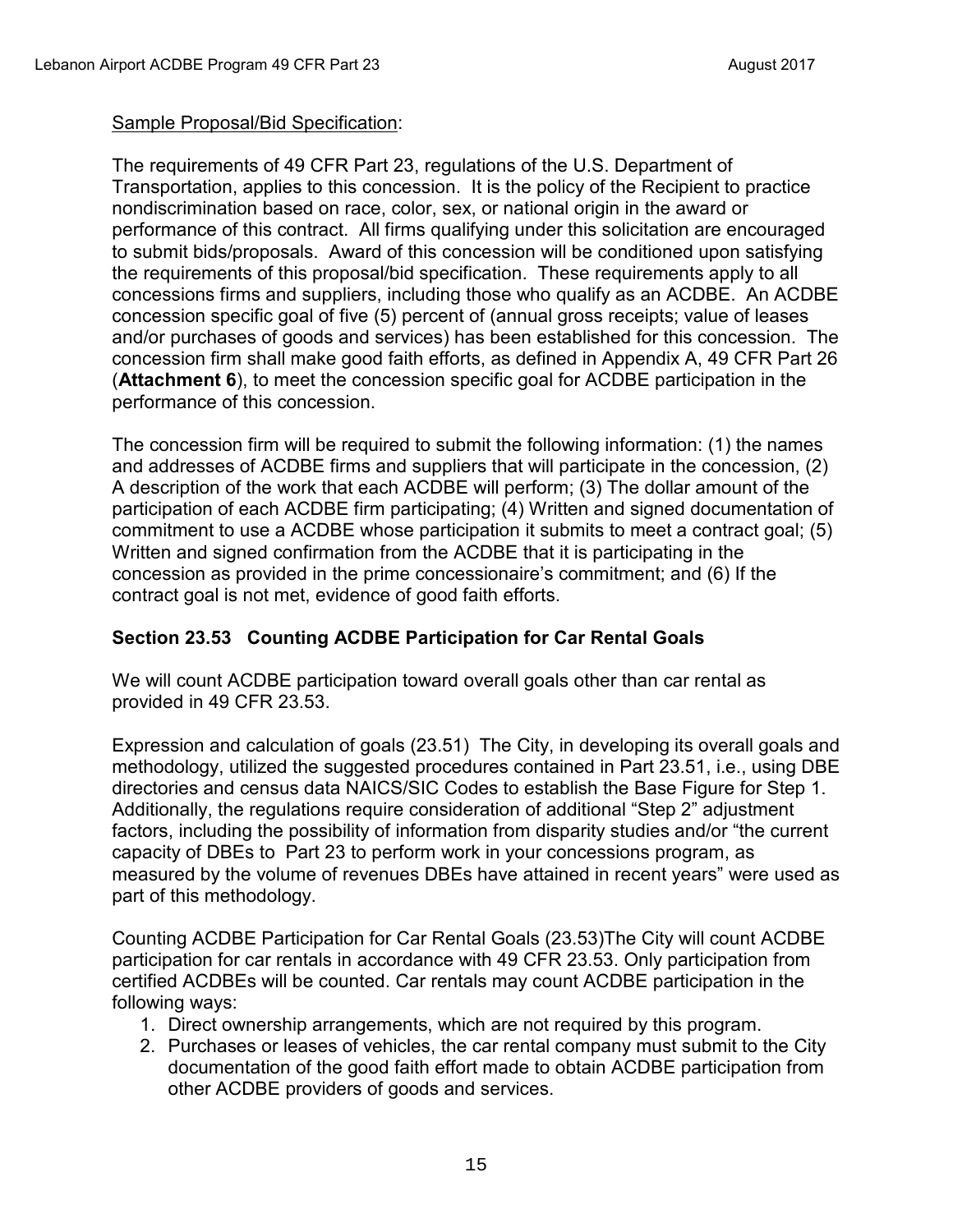Sample Proposal/Bid Specification:

The requirements of 49 CFR Part 23, regulations of the U.S. Department of Transportation, applies to this concession. It is the policy of the Recipient to practice nondiscrimination based on race, color, sex, or national origin in the award or performance of this contract. All firms qualifying under this solicitation are encouraged to submit bids/proposals. Award of this concession will be conditioned upon satisfying the requirements of this proposal/bid specification. These requirements apply to all concessions firms and suppliers, including those who qualify as an ACDBE. An ACDBE concession specific goal of five (5) percent of (annual gross receipts; value of leases and/or purchases of goods and services) has been established for this concession. The concession firm shall make good faith efforts, as defined in Appendix A, 49 CFR Part 26 (**Attachment 6**), to meet the concession specific goal for ACDBE participation in the performance of this concession.

The concession firm will be required to submit the following information: (1) the names and addresses of ACDBE firms and suppliers that will participate in the concession, (2) A description of the work that each ACDBE will perform; (3) The dollar amount of the participation of each ACDBE firm participating; (4) Written and signed documentation of commitment to use a ACDBE whose participation it submits to meet a contract goal; (5) Written and signed confirmation from the ACDBE that it is participating in the concession as provided in the prime concessionaire's commitment; and (6) If the contract goal is not met, evidence of good faith efforts.

### Section 23.53 Counting ACDBE Participation for Car Rental Goals

We will count ACDBE participation toward overall goals other than car rental as provided in 49 CFR 23.53.

Expression and calculation of goals (23.51) The City, in developing its overall goals and methodology, utilized the suggested procedures contained in Part 23.51, i.e., using DBE directories and census data NAICS/SIC Codes to establish the Base Figure for Step 1. Additionally, the regulations require consideration of additional "Step 2" adjustment factors, including the possibility of information from disparity studies and/or "the current capacity of DBEs to Part 23 to perform work in your concessions program, as measured by the volume of revenues DBEs have attained in recent years" were used as part of this methodology.

Counting ACDBE Participation for Car Rental Goals (23.53)The City will count ACDBE participation for car rentals in accordance with 49 CFR 23.53. Only participation from certified ACDBEs will be counted. Car rentals may count ACDBE participation in the following ways:

1. Direct ownership arrangements, which are not required by this program.
2. Purchases or leases of vehicles, the car rental company must submit to the City documentation of the good faith effort made to obtain ACDBE participation from other ACDBE providers of goods and services.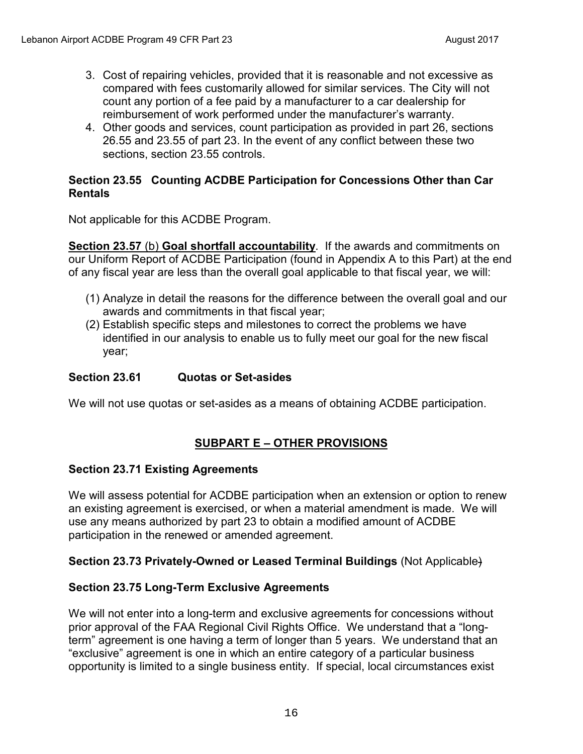3. Cost of repairing vehicles, provided that it is reasonable and not excessive as compared with fees customarily allowed for similar services. The City will not count any portion of a fee paid by a manufacturer to a car dealership for reimbursement of work performed under the manufacturer's warranty.
4. Other goods and services, count participation as provided in part 26, sections 26.55 and 23.55 of part 23. In the event of any conflict between these two sections, section 23.55 controls.

**Section 23.55 Counting ACDBE Participation for Concessions Other than Car Rentals**

Not applicable for this ACDBE Program.

**Section 23.57** (b) **Goal shortfall accountability**. If the awards and commitments on our Uniform Report of ACDBE Participation (found in Appendix A to this Part) at the end of any fiscal year are less than the overall goal applicable to that fiscal year, we will:

(1) Analyze in detail the reasons for the difference between the overall goal and our awards and commitments in that fiscal year;
(2) Establish specific steps and milestones to correct the problems we have identified in our analysis to enable us to fully meet our goal for the new fiscal year;

**Section 23.61 Quotas or Set-asides**

We will not use quotas or set-asides as a means of obtaining ACDBE participation.

## SUBPART E – OTHER PROVISIONS

**Section 23.71 Existing Agreements**

We will assess potential for ACDBE participation when an extension or option to renew an existing agreement is exercised, or when a material amendment is made. We will use any means authorized by part 23 to obtain a modified amount of ACDBE participation in the renewed or amended agreement.

**Section 23.73 Privately-Owned or Leased Terminal Buildings** (Not Applicable)

**Section 23.75 Long-Term Exclusive Agreements**

We will not enter into a long-term and exclusive agreements for concessions without prior approval of the FAA Regional Civil Rights Office. We understand that a "long-term" agreement is one having a term of longer than 5 years. We understand that an "exclusive" agreement is one in which an entire category of a particular business opportunity is limited to a single business entity. If special, local circumstances exist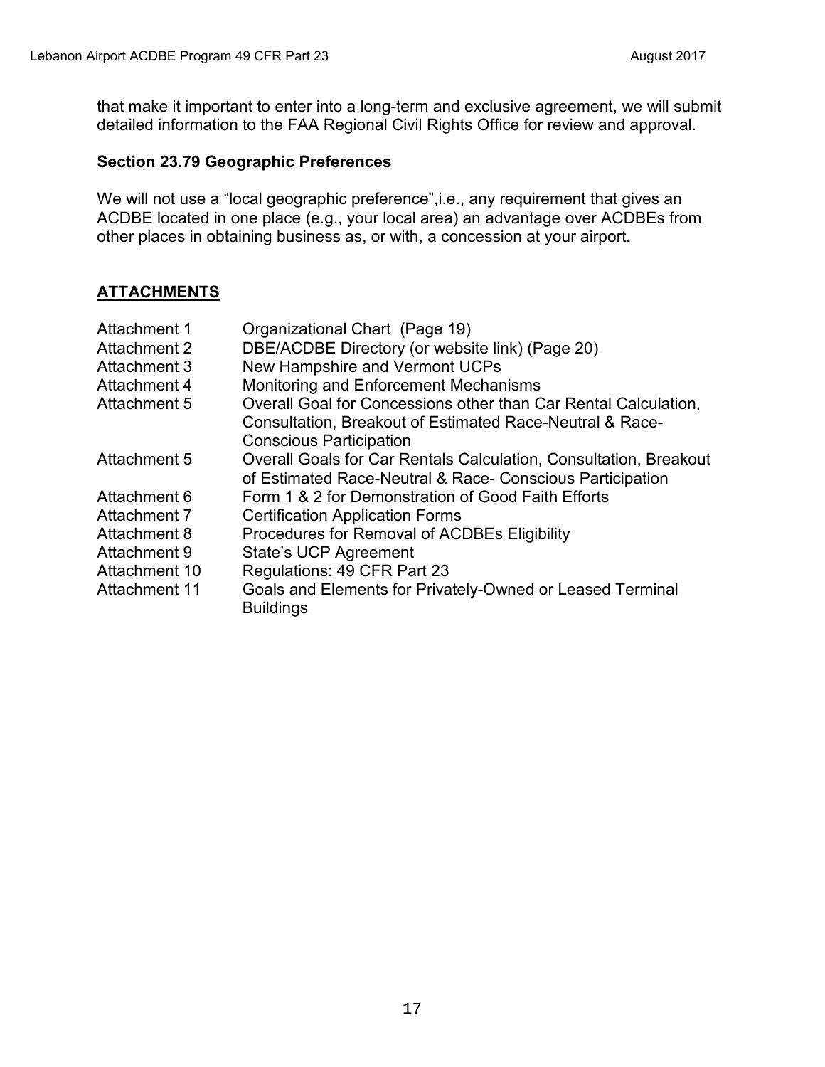that make it important to enter into a long-term and exclusive agreement, we will submit detailed information to the FAA Regional Civil Rights Office for review and approval.

### Section 23.79 Geographic Preferences

We will not use a "local geographic preference",i.e., any requirement that gives an ACDBE located in one place (e.g., your local area) an advantage over ACDBEs from other places in obtaining business as, or with, a concession at your airport**.**

## ATTACHMENTS

| | |
|---|---|
| Attachment 1 | Organizational Chart (Page 19) |
| Attachment 2 | DBE/ACDBE Directory (or website link) (Page 20) |
| Attachment 3 | New Hampshire and Vermont UCPs |
| Attachment 4 | Monitoring and Enforcement Mechanisms |
| Attachment 5 | Overall Goal for Concessions other than Car Rental Calculation, Consultation, Breakout of Estimated Race-Neutral & Race-Conscious Participation |
| Attachment 5 | Overall Goals for Car Rentals Calculation, Consultation, Breakout of Estimated Race-Neutral & Race- Conscious Participation |
| Attachment 6 | Form 1 & 2 for Demonstration of Good Faith Efforts |
| Attachment 7 | Certification Application Forms |
| Attachment 8 | Procedures for Removal of ACDBEs Eligibility |
| Attachment 9 | State's UCP Agreement |
| Attachment 10 | Regulations: 49 CFR Part 23 |
| Attachment 11 | Goals and Elements for Privately-Owned or Leased Terminal Buildings |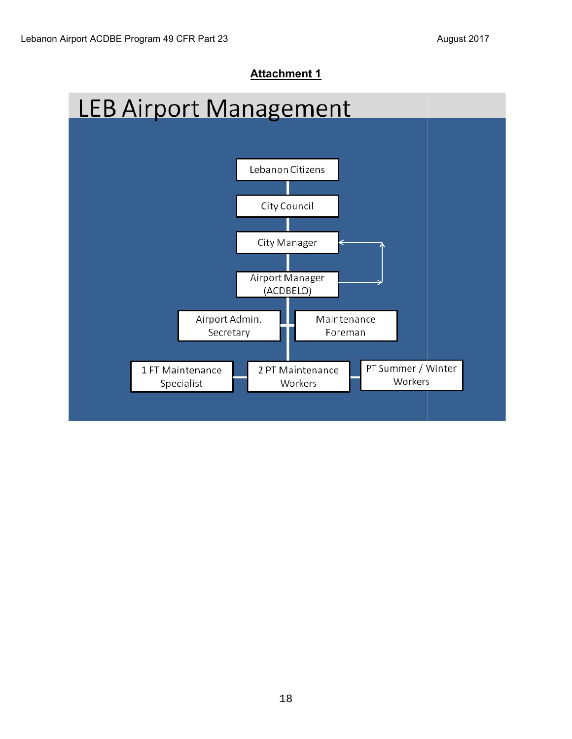## Attachment 1

# LEB Airport Management

- Lebanon Citizens
- City Council
- City Manager
- Airport Manager (ACDBELO)
- Airport Admin. Secretary
- Maintenance Foreman
- 1 FT Maintenance Specialist
- 2 PT Maintenance Workers
- PT Summer / Winter Workers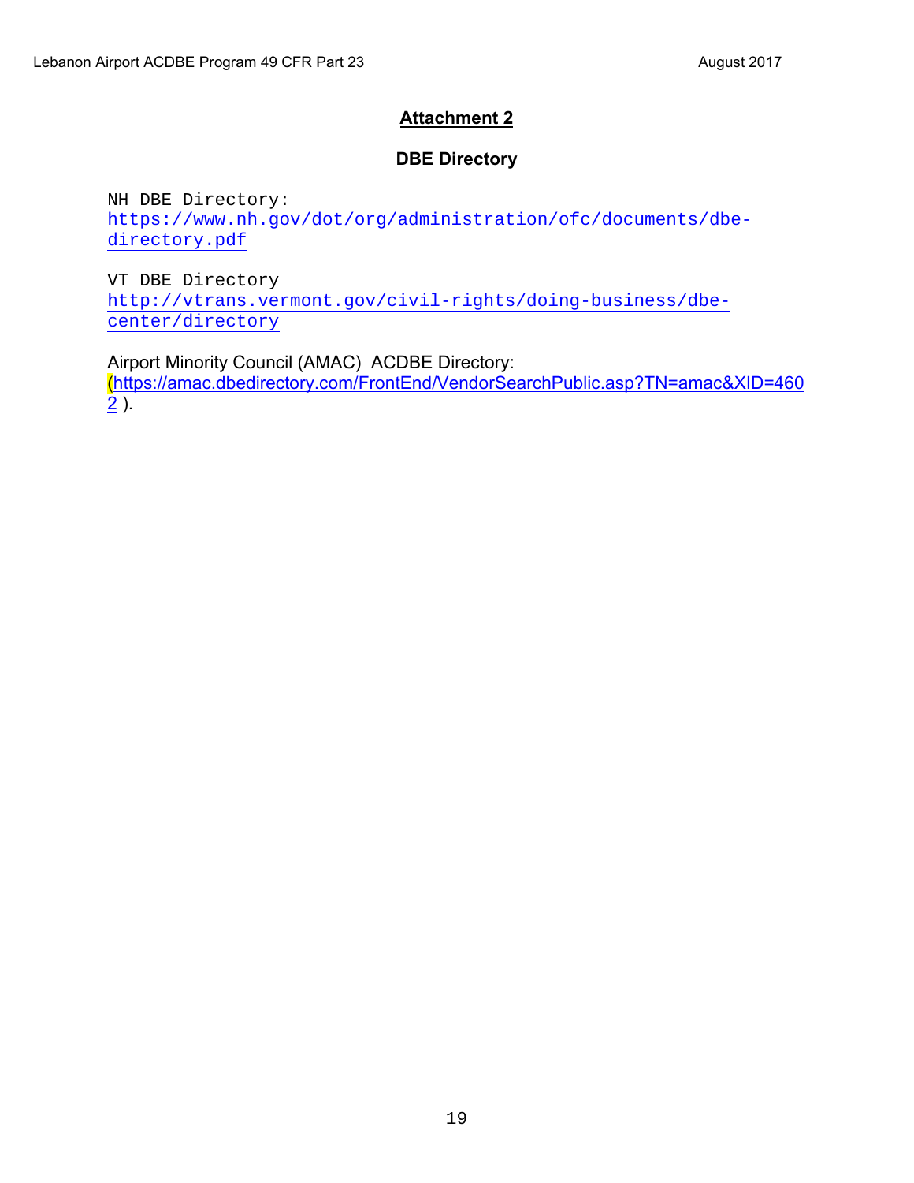## Attachment 2

### DBE Directory

NH DBE Directory:
https://www.nh.gov/dot/org/administration/ofc/documents/dbe-directory.pdf

VT DBE Directory
http://vtrans.vermont.gov/civil-rights/doing-business/dbe-center/directory

Airport Minority Council (AMAC) ACDBE Directory:
(https://amac.dbedirectory.com/FrontEnd/VendorSearchPublic.asp?TN=amac&XID=4602 ).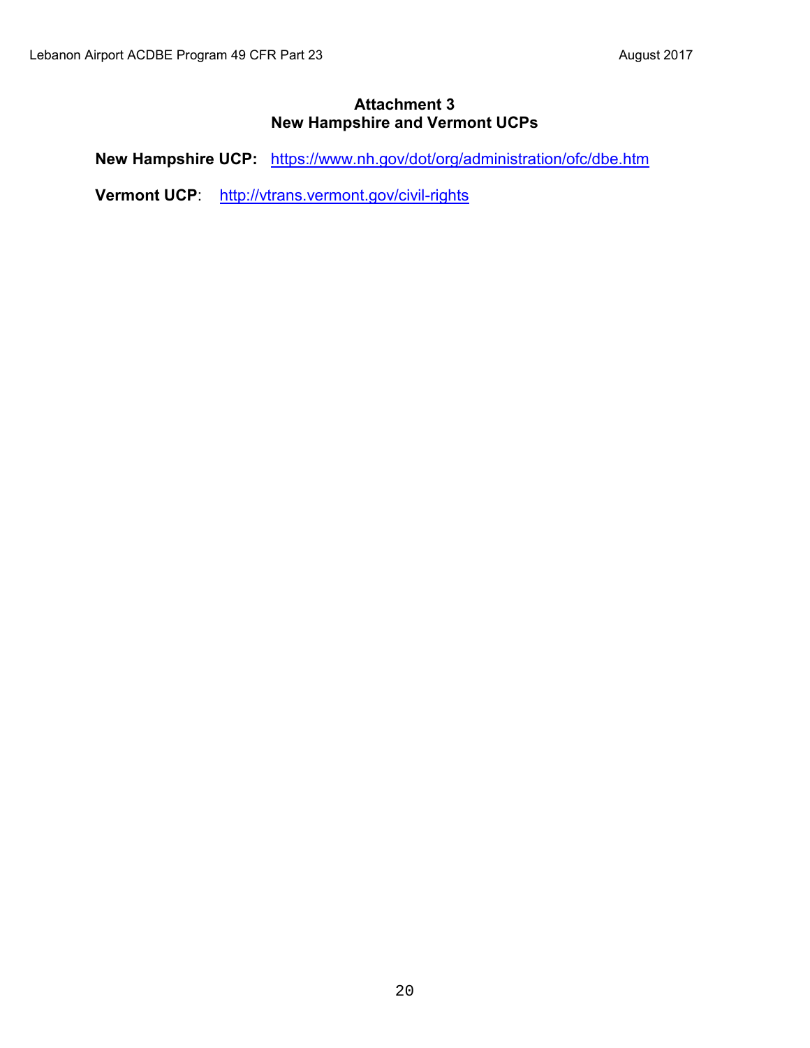## Attachment 3
## New Hampshire and Vermont UCPs

**New Hampshire UCP:** https://www.nh.gov/dot/org/administration/ofc/dbe.htm

**Vermont UCP**: http://vtrans.vermont.gov/civil-rights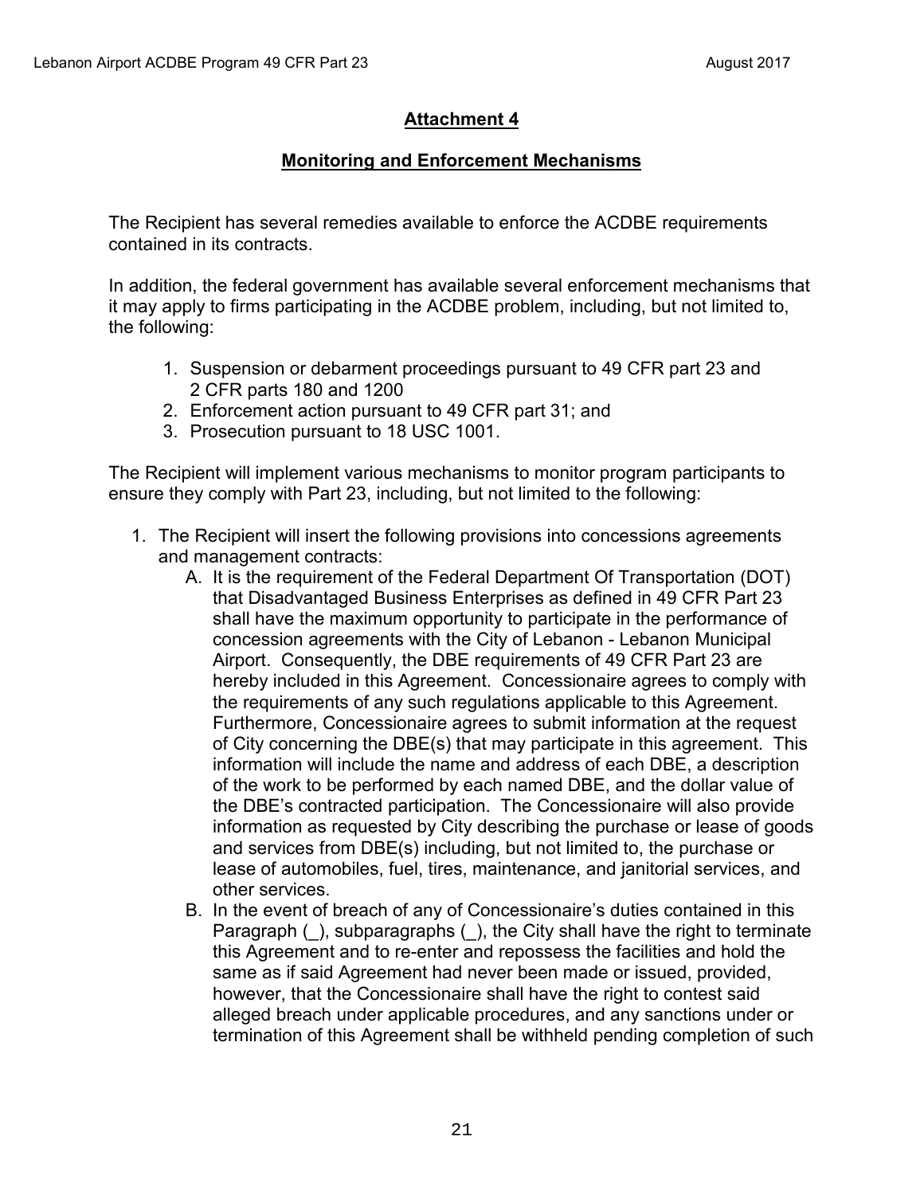## Attachment 4

### Monitoring and Enforcement Mechanisms

The Recipient has several remedies available to enforce the ACDBE requirements contained in its contracts.

In addition, the federal government has available several enforcement mechanisms that it may apply to firms participating in the ACDBE problem, including, but not limited to, the following:

1. Suspension or debarment proceedings pursuant to 49 CFR part 23 and 2 CFR parts 180 and 1200
2. Enforcement action pursuant to 49 CFR part 31; and
3. Prosecution pursuant to 18 USC 1001.

The Recipient will implement various mechanisms to monitor program participants to ensure they comply with Part 23, including, but not limited to the following:

1. The Recipient will insert the following provisions into concessions agreements and management contracts:
   A. It is the requirement of the Federal Department Of Transportation (DOT) that Disadvantaged Business Enterprises as defined in 49 CFR Part 23 shall have the maximum opportunity to participate in the performance of concession agreements with the City of Lebanon - Lebanon Municipal Airport. Consequently, the DBE requirements of 49 CFR Part 23 are hereby included in this Agreement. Concessionaire agrees to comply with the requirements of any such regulations applicable to this Agreement. Furthermore, Concessionaire agrees to submit information at the request of City concerning the DBE(s) that may participate in this agreement. This information will include the name and address of each DBE, a description of the work to be performed by each named DBE, and the dollar value of the DBE's contracted participation. The Concessionaire will also provide information as requested by City describing the purchase or lease of goods and services from DBE(s) including, but not limited to, the purchase or lease of automobiles, fuel, tires, maintenance, and janitorial services, and other services.
   B. In the event of breach of any of Concessionaire's duties contained in this Paragraph (_), subparagraphs (_), the City shall have the right to terminate this Agreement and to re-enter and repossess the facilities and hold the same as if said Agreement had never been made or issued, provided, however, that the Concessionaire shall have the right to contest said alleged breach under applicable procedures, and any sanctions under or termination of this Agreement shall be withheld pending completion of such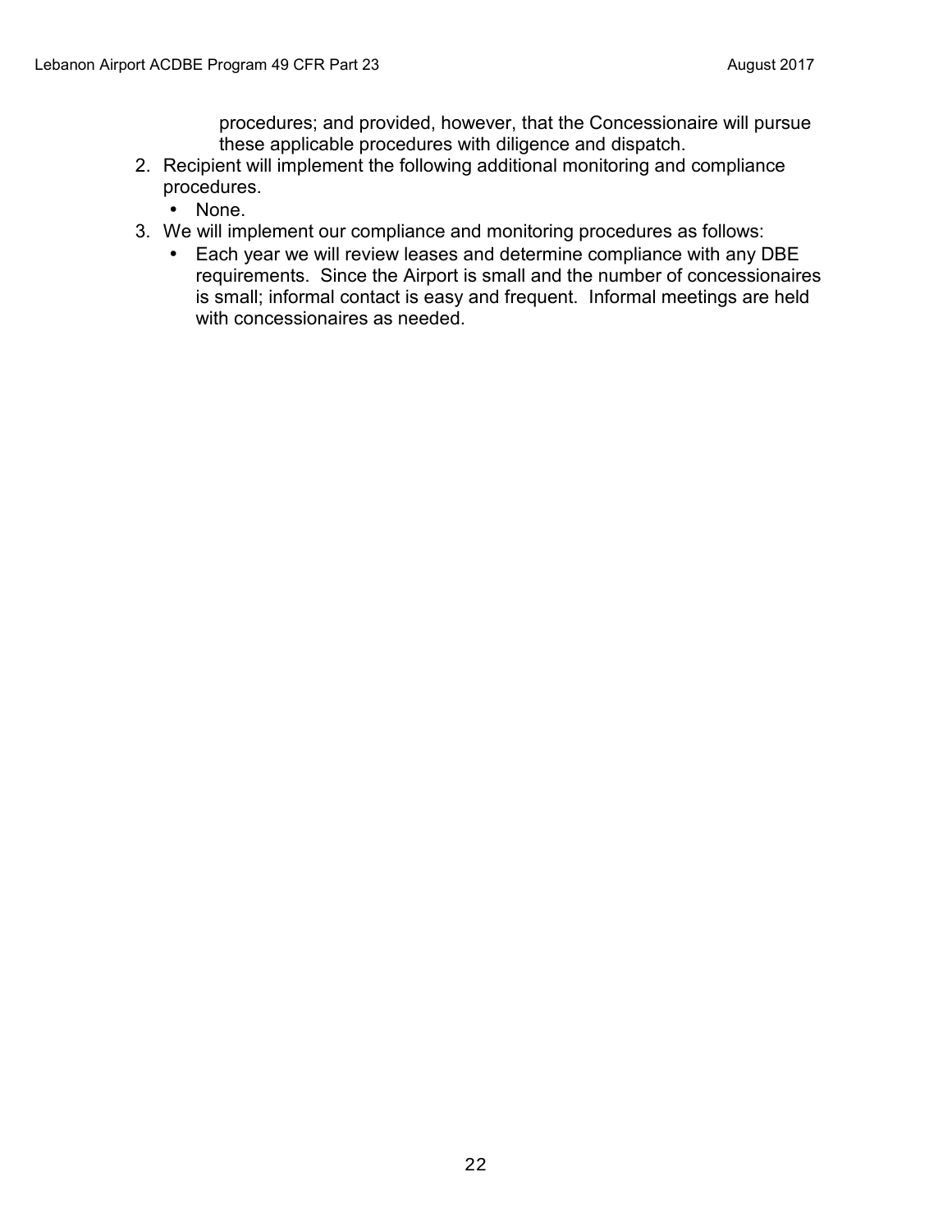procedures; and provided, however, that the Concessionaire will pursue these applicable procedures with diligence and dispatch.

2. Recipient will implement the following additional monitoring and compliance procedures.
   - None.
3. We will implement our compliance and monitoring procedures as follows:
   - Each year we will review leases and determine compliance with any DBE requirements. Since the Airport is small and the number of concessionaires is small; informal contact is easy and frequent. Informal meetings are held with concessionaires as needed.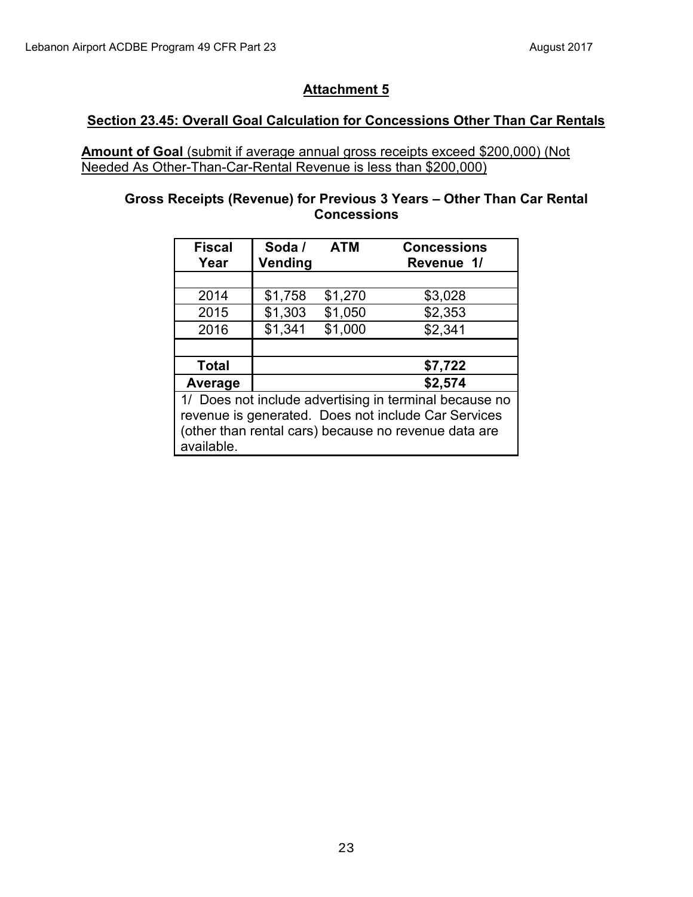## Attachment 5

### Section 23.45: Overall Goal Calculation for Concessions Other Than Car Rentals

**Amount of Goal** (submit if average annual gross receipts exceed $200,000) (Not Needed As Other-Than-Car-Rental Revenue is less than $200,000)

**Gross Receipts (Revenue) for Previous 3 Years – Other Than Car Rental Concessions**

| Fiscal Year | Soda / Vending | ATM | Concessions Revenue 1/ |
|---|---|---|---|
| | | | |
| 2014 | $1,758 | $1,270 | $3,028 |
| 2015 | $1,303 | $1,050 | $2,353 |
| 2016 | $1,341 | $1,000 | $2,341 |
| | | | |
| **Total** | | | **$7,722** |
| **Average** | | | **$2,574** |

1/ Does not include advertising in terminal because no revenue is generated. Does not include Car Services (other than rental cars) because no revenue data are available.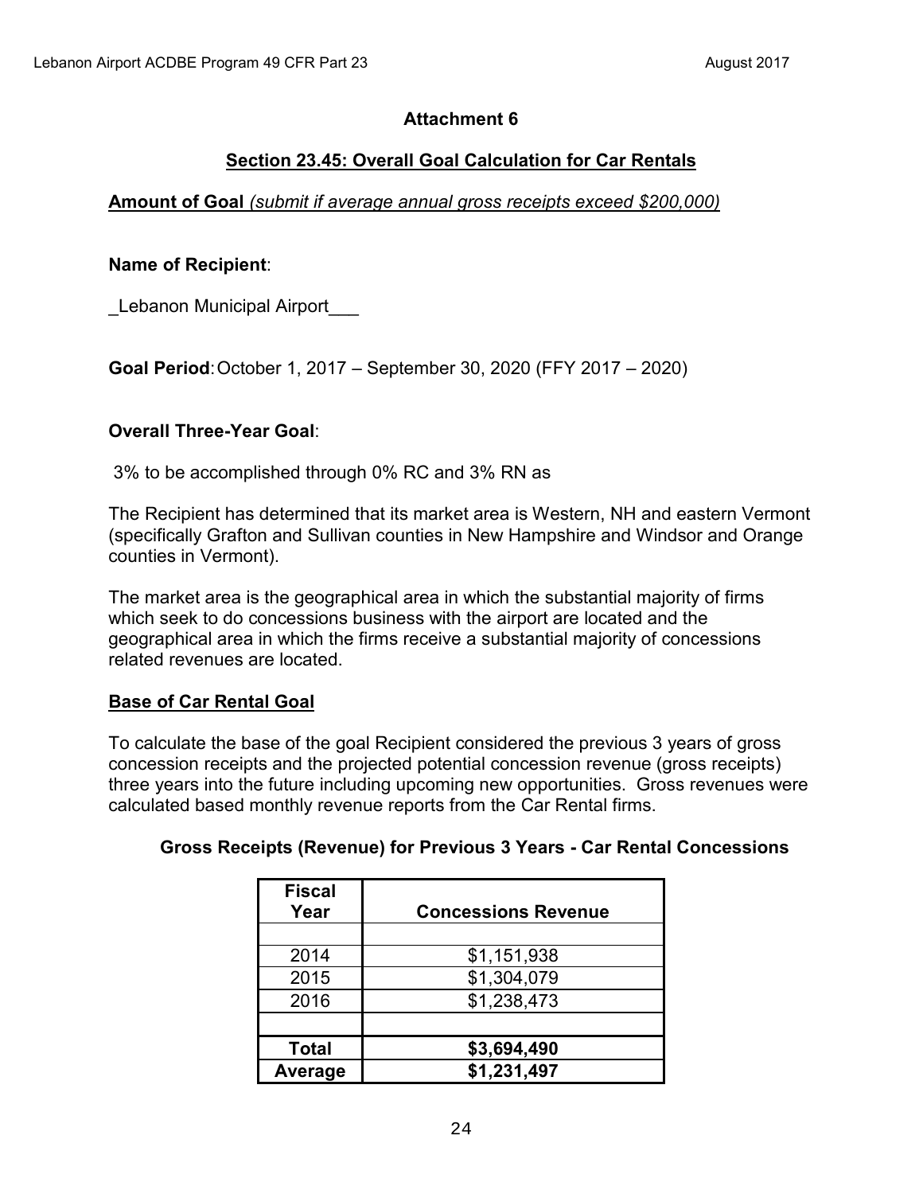**Attachment 6**

**Section 23.45: Overall Goal Calculation for Car Rentals**

**Amount of Goal** *(submit if average annual gross receipts exceed $200,000)*

**Name of Recipient**:

_Lebanon Municipal Airport___

**Goal Period**: October 1, 2017 – September 30, 2020 (FFY 2017 – 2020)

**Overall Three-Year Goal**:

3% to be accomplished through 0% RC and 3% RN as

The Recipient has determined that its market area is Western, NH and eastern Vermont (specifically Grafton and Sullivan counties in New Hampshire and Windsor and Orange counties in Vermont).

The market area is the geographical area in which the substantial majority of firms which seek to do concessions business with the airport are located and the geographical area in which the firms receive a substantial majority of concessions related revenues are located.

**Base of Car Rental Goal**

To calculate the base of the goal Recipient considered the previous 3 years of gross concession receipts and the projected potential concession revenue (gross receipts) three years into the future including upcoming new opportunities. Gross revenues were calculated based monthly revenue reports from the Car Rental firms.

**Gross Receipts (Revenue) for Previous 3 Years - Car Rental Concessions**

| Fiscal Year | Concessions Revenue |
|---|---|
| | |
| 2014 | $1,151,938 |
| 2015 | $1,304,079 |
| 2016 | $1,238,473 |
| | |
| **Total** | **$3,694,490** |
| **Average** | **$1,231,497** |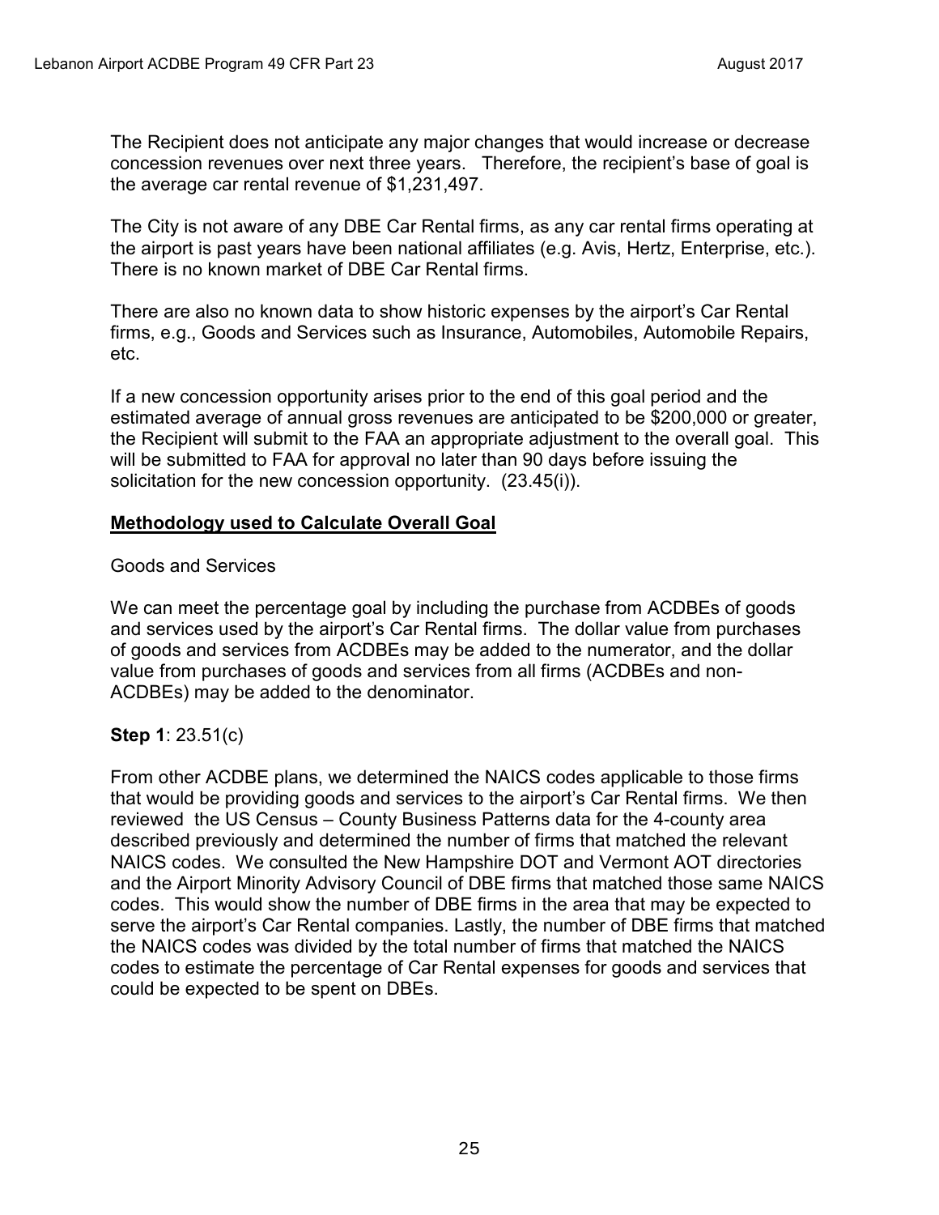The Recipient does not anticipate any major changes that would increase or decrease concession revenues over next three years. Therefore, the recipient's base of goal is the average car rental revenue of $1,231,497.

The City is not aware of any DBE Car Rental firms, as any car rental firms operating at the airport is past years have been national affiliates (e.g. Avis, Hertz, Enterprise, etc.). There is no known market of DBE Car Rental firms.

There are also no known data to show historic expenses by the airport's Car Rental firms, e.g., Goods and Services such as Insurance, Automobiles, Automobile Repairs, etc.

If a new concession opportunity arises prior to the end of this goal period and the estimated average of annual gross revenues are anticipated to be $200,000 or greater, the Recipient will submit to the FAA an appropriate adjustment to the overall goal. This will be submitted to FAA for approval no later than 90 days before issuing the solicitation for the new concession opportunity. (23.45(i)).

## Methodology used to Calculate Overall Goal

Goods and Services

We can meet the percentage goal by including the purchase from ACDBEs of goods and services used by the airport's Car Rental firms. The dollar value from purchases of goods and services from ACDBEs may be added to the numerator, and the dollar value from purchases of goods and services from all firms (ACDBEs and non-ACDBEs) may be added to the denominator.

**Step 1**: 23.51(c)

From other ACDBE plans, we determined the NAICS codes applicable to those firms that would be providing goods and services to the airport's Car Rental firms. We then reviewed the US Census – County Business Patterns data for the 4-county area described previously and determined the number of firms that matched the relevant NAICS codes. We consulted the New Hampshire DOT and Vermont AOT directories and the Airport Minority Advisory Council of DBE firms that matched those same NAICS codes. This would show the number of DBE firms in the area that may be expected to serve the airport's Car Rental companies. Lastly, the number of DBE firms that matched the NAICS codes was divided by the total number of firms that matched the NAICS codes to estimate the percentage of Car Rental expenses for goods and services that could be expected to be spent on DBEs.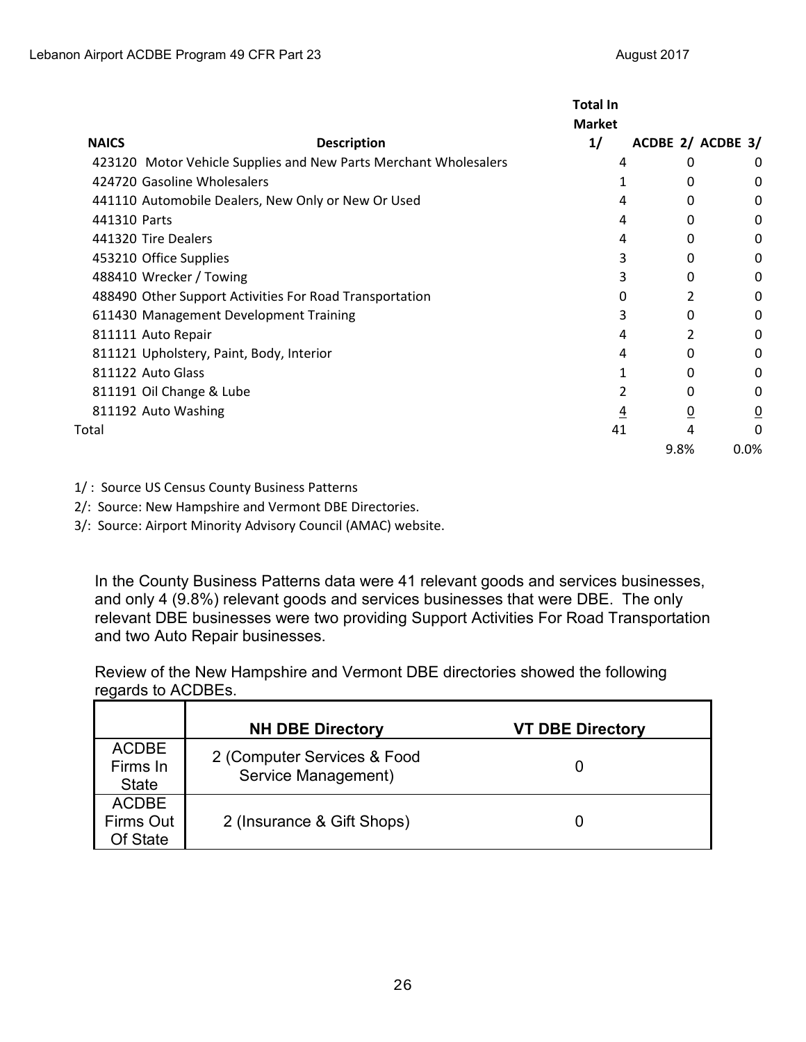| NAICS | Description | Total In Market 1/ | ACDBE 2/ | ACDBE 3/ |
|---|---|---|---|---|
| 423120 | Motor Vehicle Supplies and New Parts Merchant Wholesalers | 4 | 0 | 0 |
| 424720 | Gasoline Wholesalers | 1 | 0 | 0 |
| 441110 | Automobile Dealers, New Only or New Or Used | 4 | 0 | 0 |
| 441310 | Parts | 4 | 0 | 0 |
| 441320 | Tire Dealers | 4 | 0 | 0 |
| 453210 | Office Supplies | 3 | 0 | 0 |
| 488410 | Wrecker / Towing | 3 | 0 | 0 |
| 488490 | Other Support Activities For Road Transportation | 0 | 2 | 0 |
| 611430 | Management Development Training | 3 | 0 | 0 |
| 811111 | Auto Repair | 4 | 2 | 0 |
| 811121 | Upholstery, Paint, Body, Interior | 4 | 0 | 0 |
| 811122 | Auto Glass | 1 | 0 | 0 |
| 811191 | Oil Change & Lube | 2 | 0 | 0 |
| 811192 | Auto Washing | 4 | 0 | 0 |
| Total | | 41 | 4 | 0 |
| | | | 9.8% | 0.0% |

1/ : Source US Census County Business Patterns

2/: Source: New Hampshire and Vermont DBE Directories.

3/: Source: Airport Minority Advisory Council (AMAC) website.

In the County Business Patterns data were 41 relevant goods and services businesses, and only 4 (9.8%) relevant goods and services businesses that were DBE. The only relevant DBE businesses were two providing Support Activities For Road Transportation and two Auto Repair businesses.

Review of the New Hampshire and Vermont DBE directories showed the following regards to ACDBEs.

| | NH DBE Directory | VT DBE Directory |
|---|---|---|
| ACDBE Firms In State | 2 (Computer Services & Food Service Management) | 0 |
| ACDBE Firms Out Of State | 2 (Insurance & Gift Shops) | 0 |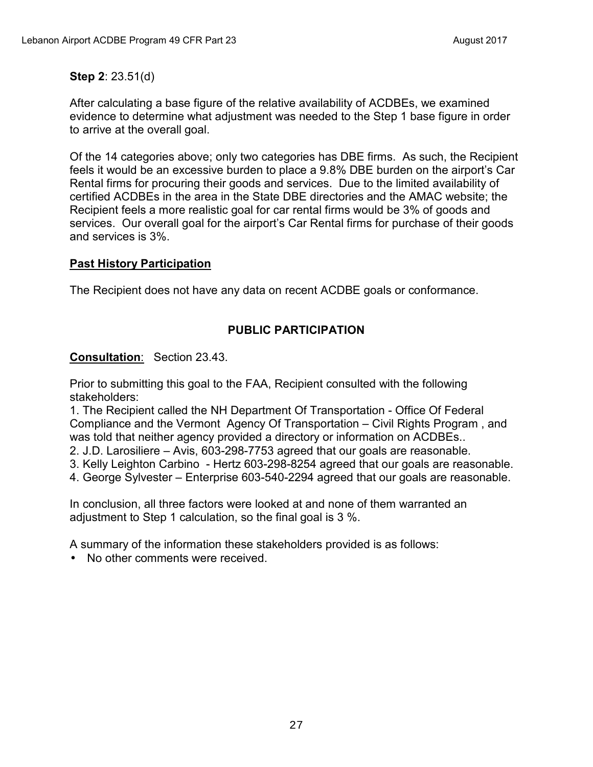**Step 2**: 23.51(d)

After calculating a base figure of the relative availability of ACDBEs, we examined evidence to determine what adjustment was needed to the Step 1 base figure in order to arrive at the overall goal.

Of the 14 categories above; only two categories has DBE firms. As such, the Recipient feels it would be an excessive burden to place a 9.8% DBE burden on the airport's Car Rental firms for procuring their goods and services. Due to the limited availability of certified ACDBEs in the area in the State DBE directories and the AMAC website; the Recipient feels a more realistic goal for car rental firms would be 3% of goods and services. Our overall goal for the airport's Car Rental firms for purchase of their goods and services is 3%.

**Past History Participation**

The Recipient does not have any data on recent ACDBE goals or conformance.

## PUBLIC PARTICIPATION

**Consultation**: Section 23.43.

Prior to submitting this goal to the FAA, Recipient consulted with the following stakeholders:

1. The Recipient called the NH Department Of Transportation - Office Of Federal Compliance and the Vermont Agency Of Transportation – Civil Rights Program , and was told that neither agency provided a directory or information on ACDBEs..
2. J.D. Larosiliere – Avis, 603-298-7753 agreed that our goals are reasonable.
3. Kelly Leighton Carbino - Hertz 603-298-8254 agreed that our goals are reasonable.
4. George Sylvester – Enterprise 603-540-2294 agreed that our goals are reasonable.

In conclusion, all three factors were looked at and none of them warranted an adjustment to Step 1 calculation, so the final goal is 3 %.

A summary of the information these stakeholders provided is as follows:

- No other comments were received.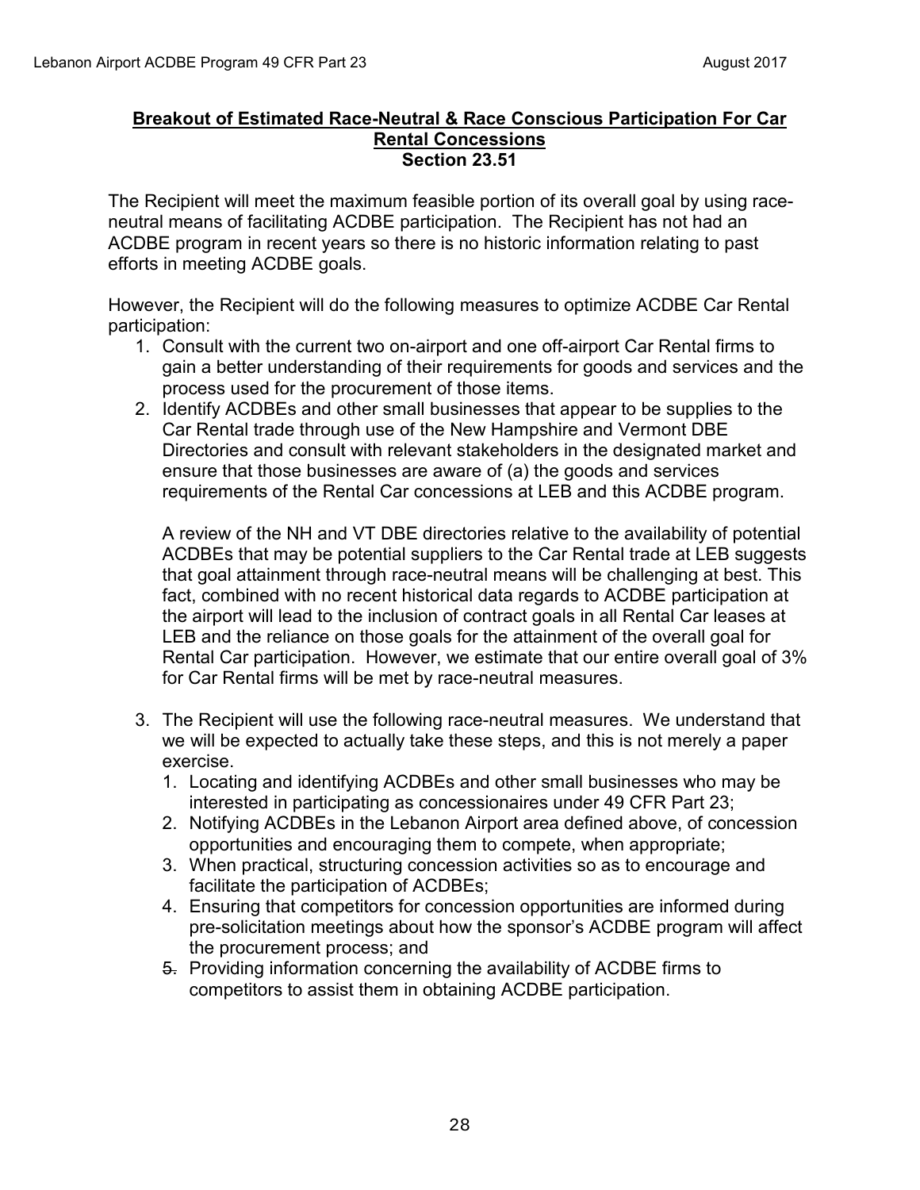**Breakout of Estimated Race-Neutral & Race Conscious Participation For Car Rental Concessions**
**Section 23.51**

The Recipient will meet the maximum feasible portion of its overall goal by using race-neutral means of facilitating ACDBE participation. The Recipient has not had an ACDBE program in recent years so there is no historic information relating to past efforts in meeting ACDBE goals.

However, the Recipient will do the following measures to optimize ACDBE Car Rental participation:

1. Consult with the current two on-airport and one off-airport Car Rental firms to gain a better understanding of their requirements for goods and services and the process used for the procurement of those items.
2. Identify ACDBEs and other small businesses that appear to be supplies to the Car Rental trade through use of the New Hampshire and Vermont DBE Directories and consult with relevant stakeholders in the designated market and ensure that those businesses are aware of (a) the goods and services requirements of the Rental Car concessions at LEB and this ACDBE program.

   A review of the NH and VT DBE directories relative to the availability of potential ACDBEs that may be potential suppliers to the Car Rental trade at LEB suggests that goal attainment through race-neutral means will be challenging at best. This fact, combined with no recent historical data regards to ACDBE participation at the airport will lead to the inclusion of contract goals in all Rental Car leases at LEB and the reliance on those goals for the attainment of the overall goal for Rental Car participation. However, we estimate that our entire overall goal of 3% for Car Rental firms will be met by race-neutral measures.

3. The Recipient will use the following race-neutral measures. We understand that we will be expected to actually take these steps, and this is not merely a paper exercise.
   1. Locating and identifying ACDBEs and other small businesses who may be interested in participating as concessionaires under 49 CFR Part 23;
   2. Notifying ACDBEs in the Lebanon Airport area defined above, of concession opportunities and encouraging them to compete, when appropriate;
   3. When practical, structuring concession activities so as to encourage and facilitate the participation of ACDBEs;
   4. Ensuring that competitors for concession opportunities are informed during pre-solicitation meetings about how the sponsor's ACDBE program will affect the procurement process; and
   5. Providing information concerning the availability of ACDBE firms to competitors to assist them in obtaining ACDBE participation.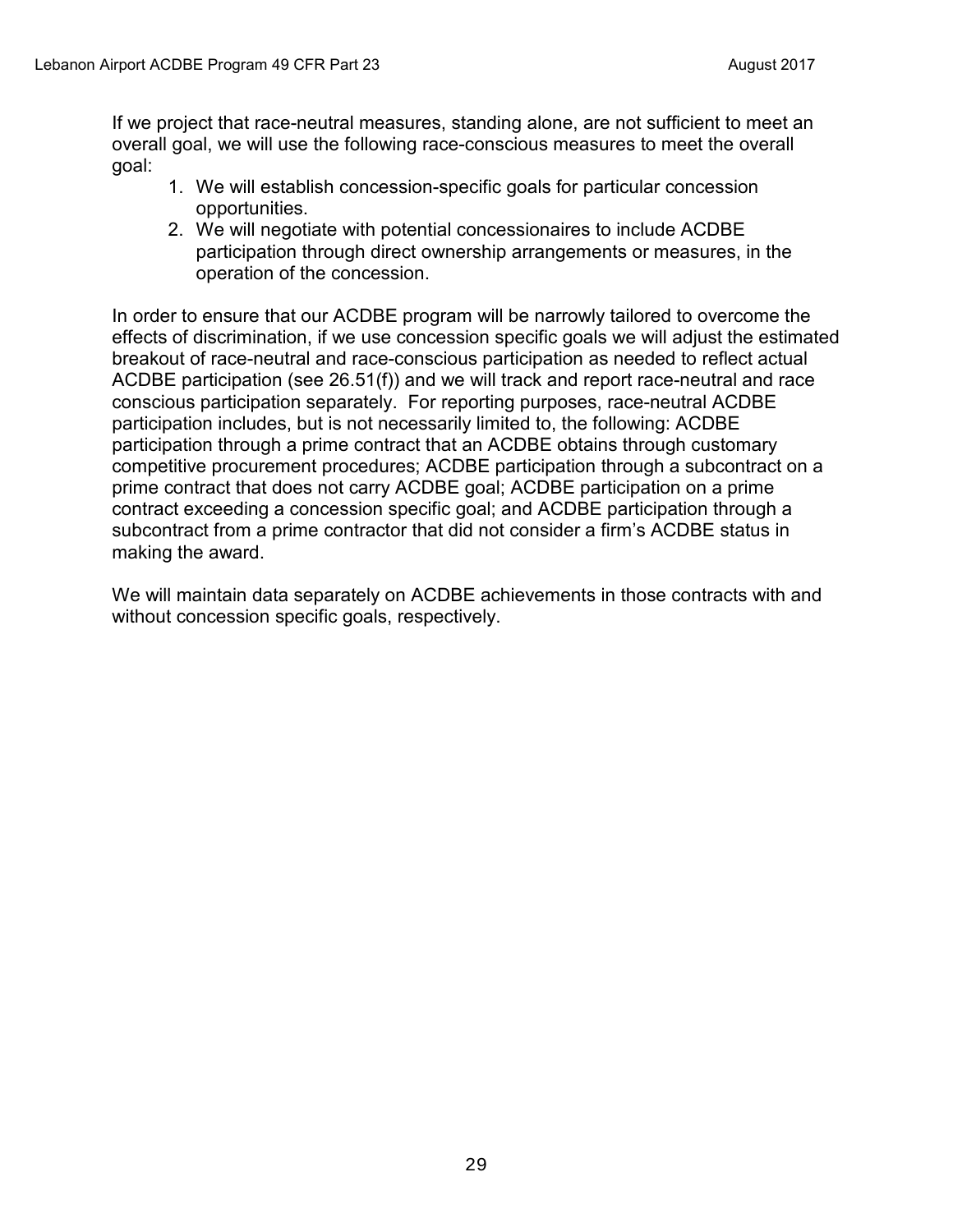If we project that race-neutral measures, standing alone, are not sufficient to meet an overall goal, we will use the following race-conscious measures to meet the overall goal:

1. We will establish concession-specific goals for particular concession opportunities.
2. We will negotiate with potential concessionaires to include ACDBE participation through direct ownership arrangements or measures, in the operation of the concession.

In order to ensure that our ACDBE program will be narrowly tailored to overcome the effects of discrimination, if we use concession specific goals we will adjust the estimated breakout of race-neutral and race-conscious participation as needed to reflect actual ACDBE participation (see 26.51(f)) and we will track and report race-neutral and race conscious participation separately. For reporting purposes, race-neutral ACDBE participation includes, but is not necessarily limited to, the following: ACDBE participation through a prime contract that an ACDBE obtains through customary competitive procurement procedures; ACDBE participation through a subcontract on a prime contract that does not carry ACDBE goal; ACDBE participation on a prime contract exceeding a concession specific goal; and ACDBE participation through a subcontract from a prime contractor that did not consider a firm's ACDBE status in making the award.

We will maintain data separately on ACDBE achievements in those contracts with and without concession specific goals, respectively.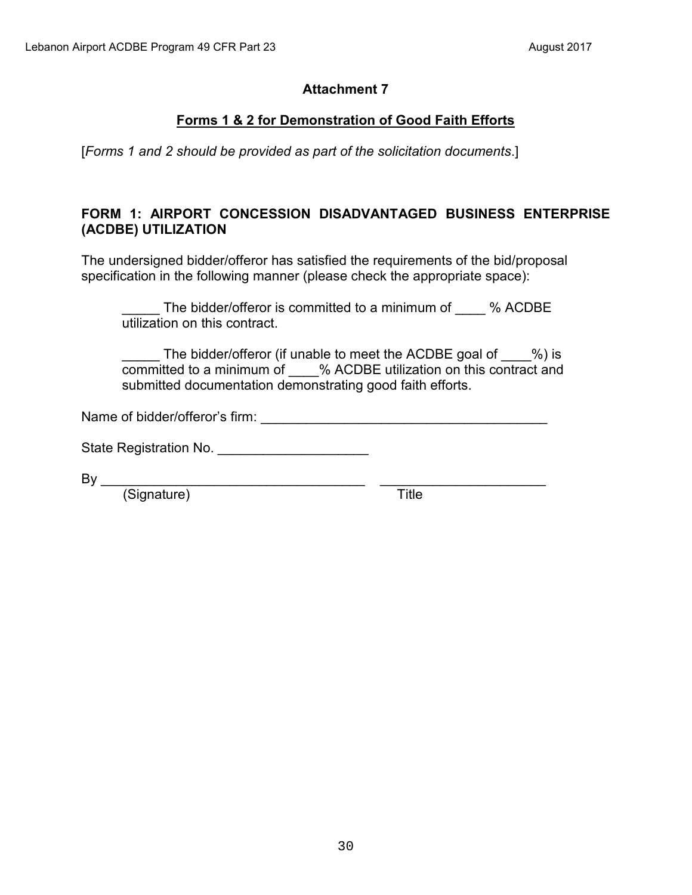# Attachment 7

## Forms 1 & 2 for Demonstration of Good Faith Efforts

[*Forms 1 and 2 should be provided as part of the solicitation documents*.]

### FORM 1: AIRPORT CONCESSION DISADVANTAGED BUSINESS ENTERPRISE (ACDBE) UTILIZATION

The undersigned bidder/offeror has satisfied the requirements of the bid/proposal specification in the following manner (please check the appropriate space):

_____ The bidder/offeror is committed to a minimum of ____ % ACDBE utilization on this contract.

_____ The bidder/offeror (if unable to meet the ACDBE goal of ____%) is committed to a minimum of ____% ACDBE utilization on this contract and submitted documentation demonstrating good faith efforts.

Name of bidder/offeror's firm: ______________________________________

State Registration No. ____________________

By ___________________________________ ______________________
(Signature) Title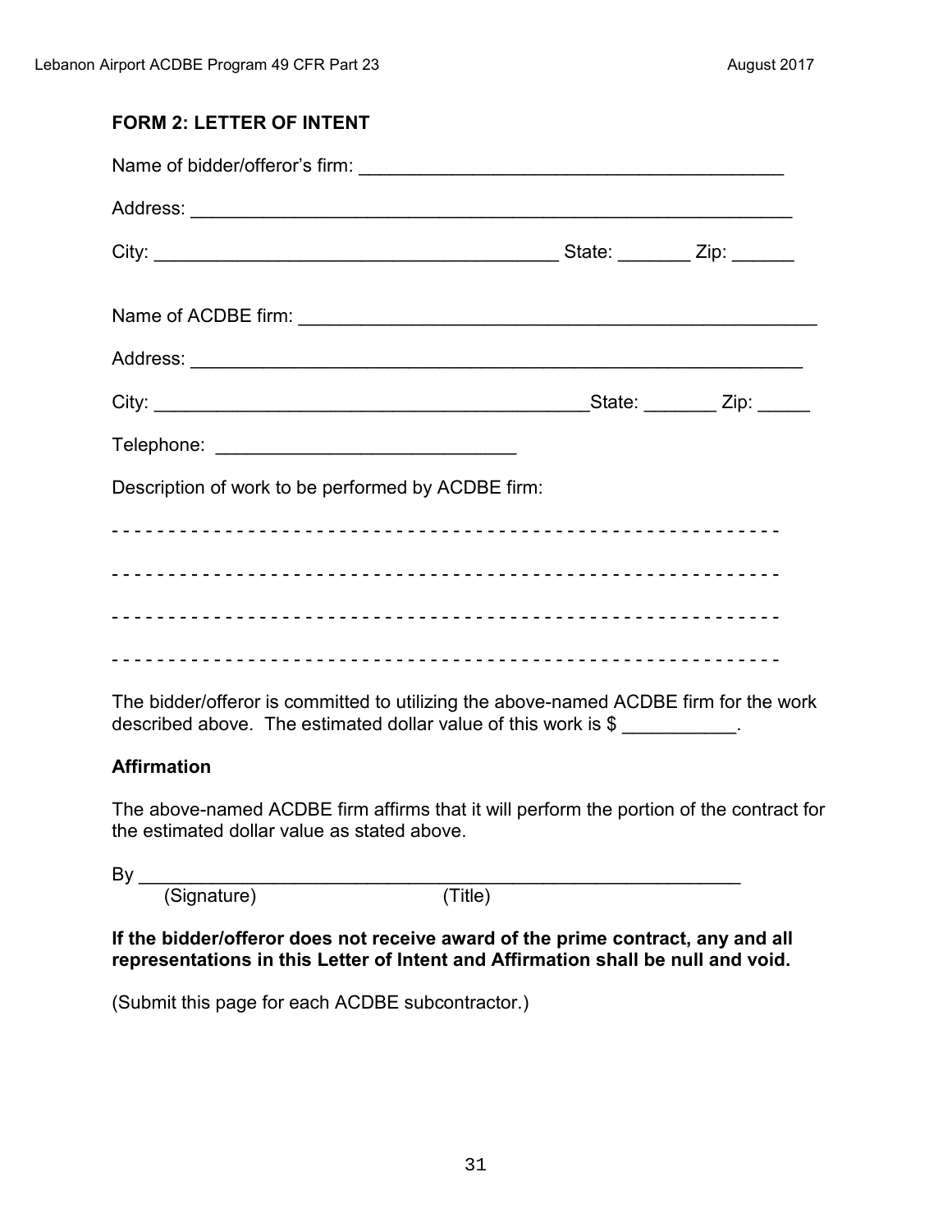**FORM 2: LETTER OF INTENT**

Name of bidder/offeror's firm: ________________________________________

Address: ________________________________________________________

City: _____________________________________ State: _______ Zip: ______

Name of ACDBE firm: ________________________________________________

Address: ________________________________________________________

City: ________________________________________State: _______ Zip: _____

Telephone: ____________________________

Description of work to be performed by ACDBE firm:

- - - - - - - - - - - - - - - - - - - - - - - - - - - - - - - - - - - - - - - - - - - - - - - - - - - - - - - - - - - -

- - - - - - - - - - - - - - - - - - - - - - - - - - - - - - - - - - - - - - - - - - - - - - - - - - - - - - - - - - - -

- - - - - - - - - - - - - - - - - - - - - - - - - - - - - - - - - - - - - - - - - - - - - - - - - - - - - - - - - - - -

- - - - - - - - - - - - - - - - - - - - - - - - - - - - - - - - - - - - - - - - - - - - - - - - - - - - - - - - - - - -

The bidder/offeror is committed to utilizing the above-named ACDBE firm for the work described above. The estimated dollar value of this work is $ ___________.

**Affirmation**

The above-named ACDBE firm affirms that it will perform the portion of the contract for the estimated dollar value as stated above.

By ________________________________________________________
(Signature) (Title)

**If the bidder/offeror does not receive award of the prime contract, any and all representations in this Letter of Intent and Affirmation shall be null and void.**

(Submit this page for each ACDBE subcontractor.)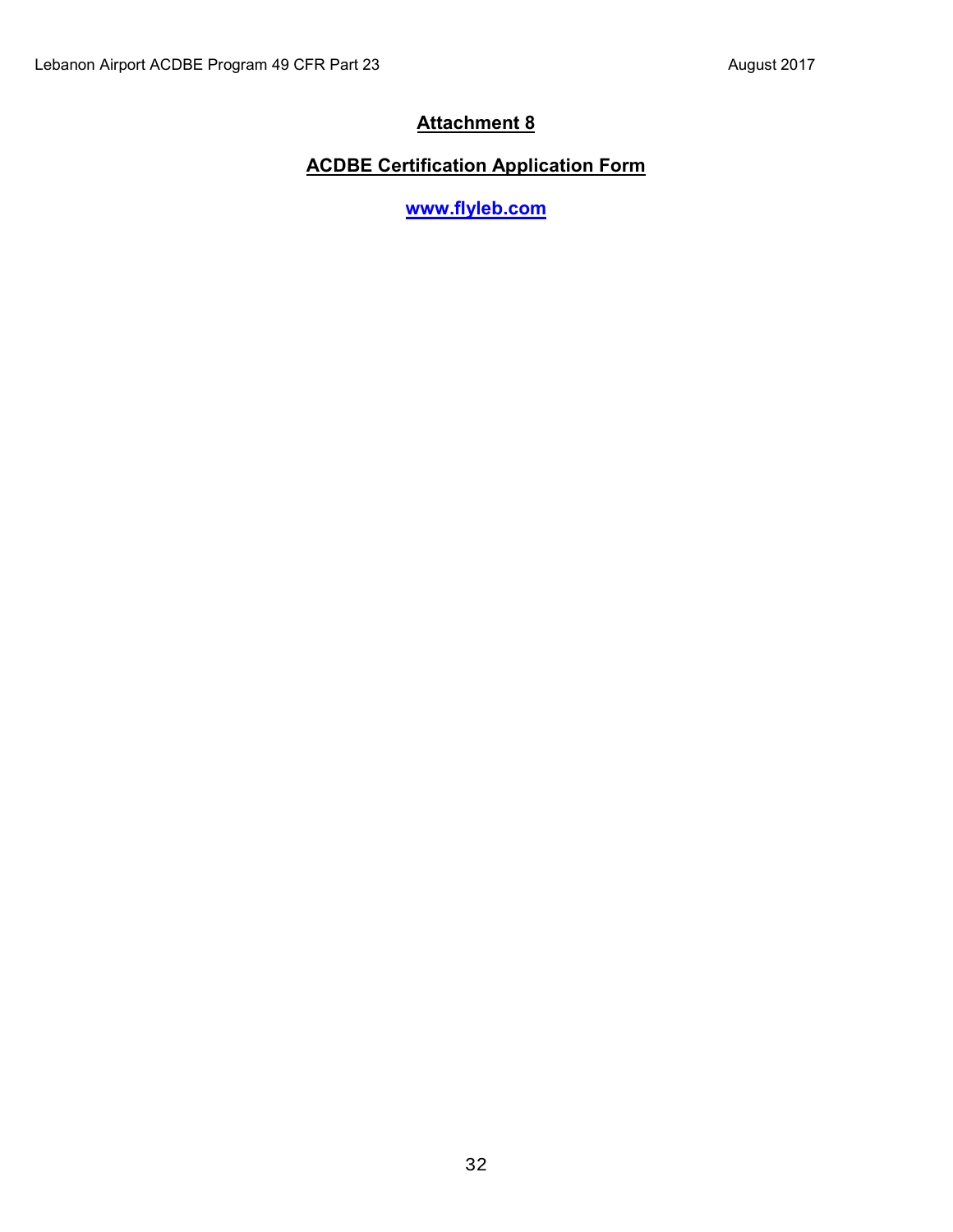## Attachment 8

## ACDBE Certification Application Form

[www.flyleb.com](http://www.flyleb.com)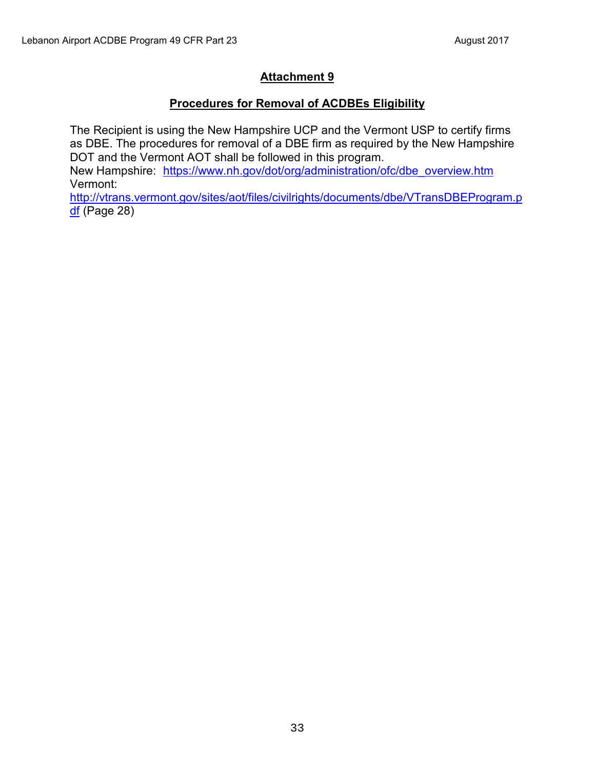## Attachment 9

## Procedures for Removal of ACDBEs Eligibility

The Recipient is using the New Hampshire UCP and the Vermont USP to certify firms as DBE. The procedures for removal of a DBE firm as required by the New Hampshire DOT and the Vermont AOT shall be followed in this program.
New Hampshire: https://www.nh.gov/dot/org/administration/ofc/dbe_overview.htm
Vermont:
http://vtrans.vermont.gov/sites/aot/files/civilrights/documents/dbe/VTransDBEProgram.pdf (Page 28)